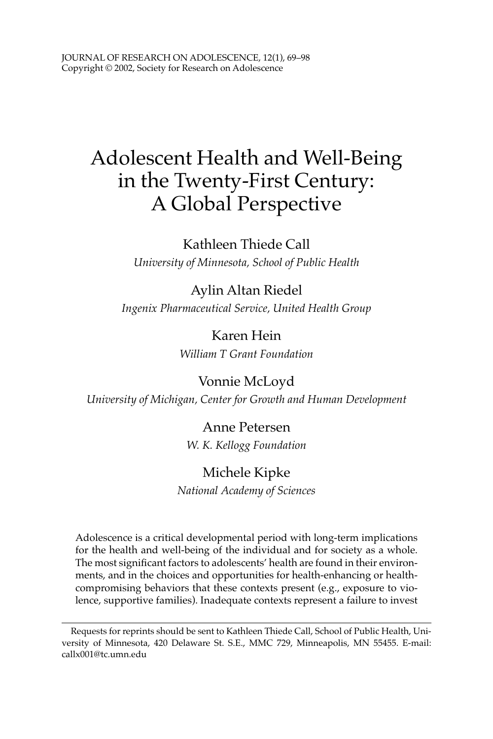# Adolescent Health and Well-Being in the Twenty-First Century: A Global Perspective

Kathleen Thiede Call
*University of Minnesota, School of Public Health*

Aylin Altan Riedel
*Ingenix Pharmaceutical Service, United Health Group*

Karen Hein
*William T Grant Foundation*

Vonnie McLoyd
*University of Michigan, Center for Growth and Human Development*

Anne Petersen
*W. K. Kellogg Foundation*

Michele Kipke
*National Academy of Sciences*

Adolescence is a critical developmental period with long-term implications for the health and well-being of the individual and for society as a whole. The most significant factors to adolescents' health are found in their environments, and in the choices and opportunities for health-enhancing or health-compromising behaviors that these contexts present (e.g., exposure to violence, supportive families). Inadequate contexts represent a failure to invest

---

Requests for reprints should be sent to Kathleen Thiede Call, School of Public Health, University of Minnesota, 420 Delaware St. S.E., MMC 729, Minneapolis, MN 55455. E-mail: callx001@tc.umn.edu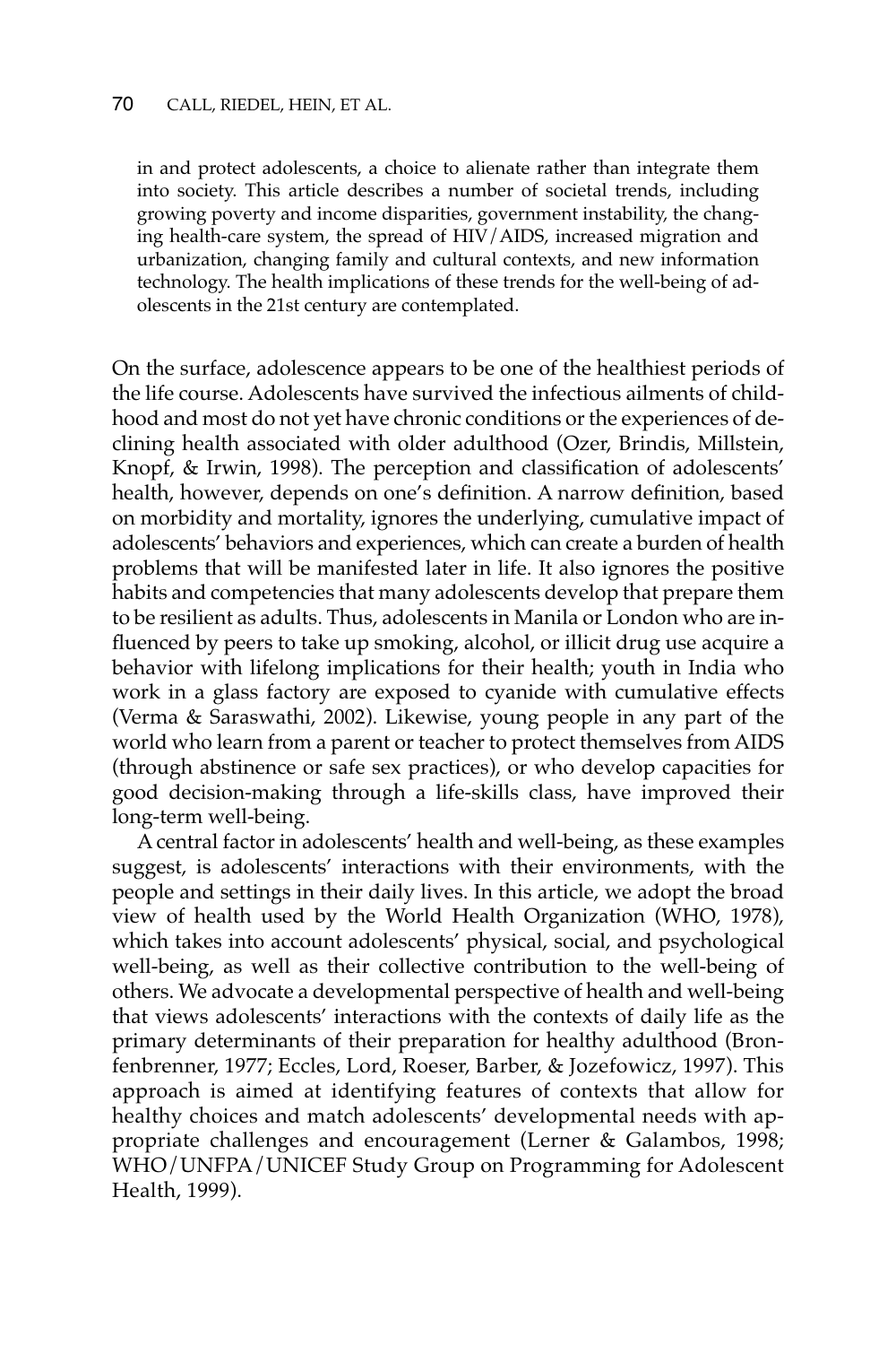in and protect adolescents, a choice to alienate rather than integrate them into society. This article describes a number of societal trends, including growing poverty and income disparities, government instability, the changing health-care system, the spread of HIV/AIDS, increased migration and urbanization, changing family and cultural contexts, and new information technology. The health implications of these trends for the well-being of adolescents in the 21st century are contemplated.

On the surface, adolescence appears to be one of the healthiest periods of the life course. Adolescents have survived the infectious ailments of childhood and most do not yet have chronic conditions or the experiences of declining health associated with older adulthood (Ozer, Brindis, Millstein, Knopf, & Irwin, 1998). The perception and classification of adolescents' health, however, depends on one's definition. A narrow definition, based on morbidity and mortality, ignores the underlying, cumulative impact of adolescents' behaviors and experiences, which can create a burden of health problems that will be manifested later in life. It also ignores the positive habits and competencies that many adolescents develop that prepare them to be resilient as adults. Thus, adolescents in Manila or London who are influenced by peers to take up smoking, alcohol, or illicit drug use acquire a behavior with lifelong implications for their health; youth in India who work in a glass factory are exposed to cyanide with cumulative effects (Verma & Saraswathi, 2002). Likewise, young people in any part of the world who learn from a parent or teacher to protect themselves from AIDS (through abstinence or safe sex practices), or who develop capacities for good decision-making through a life-skills class, have improved their long-term well-being.

A central factor in adolescents' health and well-being, as these examples suggest, is adolescents' interactions with their environments, with the people and settings in their daily lives. In this article, we adopt the broad view of health used by the World Health Organization (WHO, 1978), which takes into account adolescents' physical, social, and psychological well-being, as well as their collective contribution to the well-being of others. We advocate a developmental perspective of health and well-being that views adolescents' interactions with the contexts of daily life as the primary determinants of their preparation for healthy adulthood (Bronfenbrenner, 1977; Eccles, Lord, Roeser, Barber, & Jozefowicz, 1997). This approach is aimed at identifying features of contexts that allow for healthy choices and match adolescents' developmental needs with appropriate challenges and encouragement (Lerner & Galambos, 1998; WHO/UNFPA/UNICEF Study Group on Programming for Adolescent Health, 1999).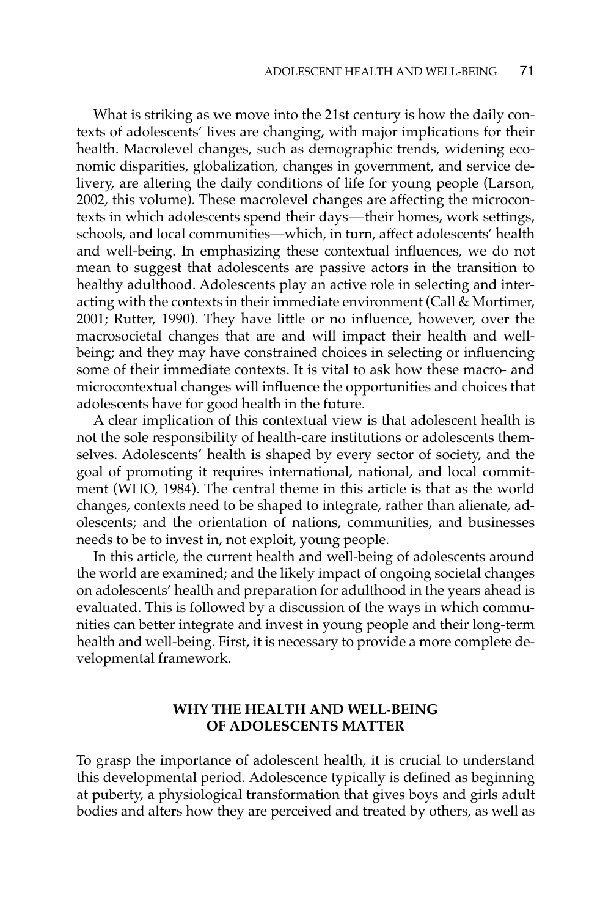What is striking as we move into the 21st century is how the daily contexts of adolescents' lives are changing, with major implications for their health. Macrolevel changes, such as demographic trends, widening economic disparities, globalization, changes in government, and service delivery, are altering the daily conditions of life for young people (Larson, 2002, this volume). These macrolevel changes are affecting the microcontexts in which adolescents spend their days—their homes, work settings, schools, and local communities—which, in turn, affect adolescents' health and well-being. In emphasizing these contextual influences, we do not mean to suggest that adolescents are passive actors in the transition to healthy adulthood. Adolescents play an active role in selecting and interacting with the contexts in their immediate environment (Call & Mortimer, 2001; Rutter, 1990). They have little or no influence, however, over the macrosocietal changes that are and will impact their health and well-being; and they may have constrained choices in selecting or influencing some of their immediate contexts. It is vital to ask how these macro- and microcontextual changes will influence the opportunities and choices that adolescents have for good health in the future.

A clear implication of this contextual view is that adolescent health is not the sole responsibility of health-care institutions or adolescents themselves. Adolescents' health is shaped by every sector of society, and the goal of promoting it requires international, national, and local commitment (WHO, 1984). The central theme in this article is that as the world changes, contexts need to be shaped to integrate, rather than alienate, adolescents; and the orientation of nations, communities, and businesses needs to be to invest in, not exploit, young people.

In this article, the current health and well-being of adolescents around the world are examined; and the likely impact of ongoing societal changes on adolescents' health and preparation for adulthood in the years ahead is evaluated. This is followed by a discussion of the ways in which communities can better integrate and invest in young people and their long-term health and well-being. First, it is necessary to provide a more complete developmental framework.

## WHY THE HEALTH AND WELL-BEING OF ADOLESCENTS MATTER

To grasp the importance of adolescent health, it is crucial to understand this developmental period. Adolescence typically is defined as beginning at puberty, a physiological transformation that gives boys and girls adult bodies and alters how they are perceived and treated by others, as well as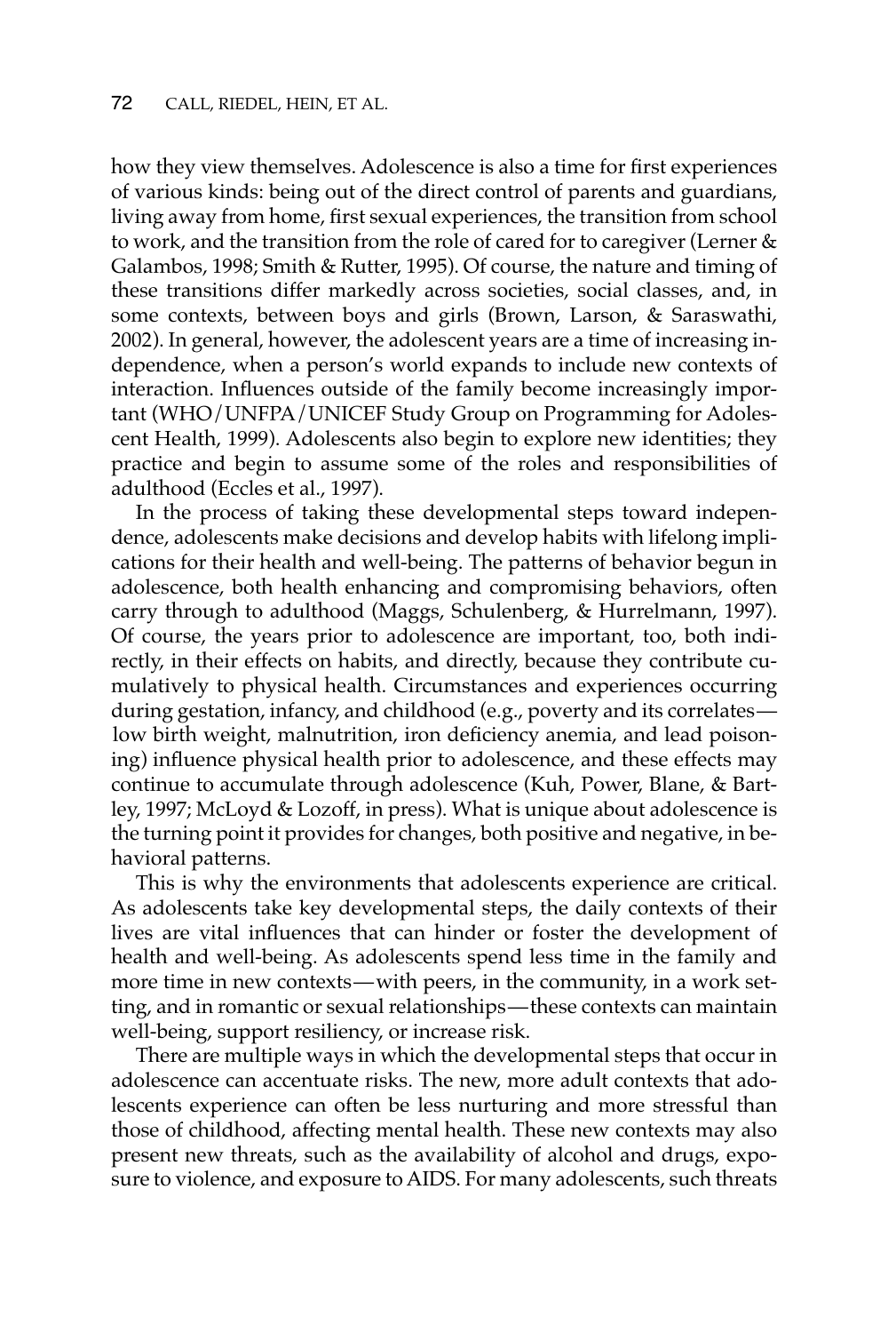how they view themselves. Adolescence is also a time for first experiences of various kinds: being out of the direct control of parents and guardians, living away from home, first sexual experiences, the transition from school to work, and the transition from the role of cared for to caregiver (Lerner & Galambos, 1998; Smith & Rutter, 1995). Of course, the nature and timing of these transitions differ markedly across societies, social classes, and, in some contexts, between boys and girls (Brown, Larson, & Saraswathi, 2002). In general, however, the adolescent years are a time of increasing independence, when a person's world expands to include new contexts of interaction. Influences outside of the family become increasingly important (WHO/UNFPA/UNICEF Study Group on Programming for Adolescent Health, 1999). Adolescents also begin to explore new identities; they practice and begin to assume some of the roles and responsibilities of adulthood (Eccles et al., 1997).

In the process of taking these developmental steps toward independence, adolescents make decisions and develop habits with lifelong implications for their health and well-being. The patterns of behavior begun in adolescence, both health enhancing and compromising behaviors, often carry through to adulthood (Maggs, Schulenberg, & Hurrelmann, 1997). Of course, the years prior to adolescence are important, too, both indirectly, in their effects on habits, and directly, because they contribute cumulatively to physical health. Circumstances and experiences occurring during gestation, infancy, and childhood (e.g., poverty and its correlates—low birth weight, malnutrition, iron deficiency anemia, and lead poisoning) influence physical health prior to adolescence, and these effects may continue to accumulate through adolescence (Kuh, Power, Blane, & Bartley, 1997; McLoyd & Lozoff, in press). What is unique about adolescence is the turning point it provides for changes, both positive and negative, in behavioral patterns.

This is why the environments that adolescents experience are critical. As adolescents take key developmental steps, the daily contexts of their lives are vital influences that can hinder or foster the development of health and well-being. As adolescents spend less time in the family and more time in new contexts—with peers, in the community, in a work setting, and in romantic or sexual relationships—these contexts can maintain well-being, support resiliency, or increase risk.

There are multiple ways in which the developmental steps that occur in adolescence can accentuate risks. The new, more adult contexts that adolescents experience can often be less nurturing and more stressful than those of childhood, affecting mental health. These new contexts may also present new threats, such as the availability of alcohol and drugs, exposure to violence, and exposure to AIDS. For many adolescents, such threats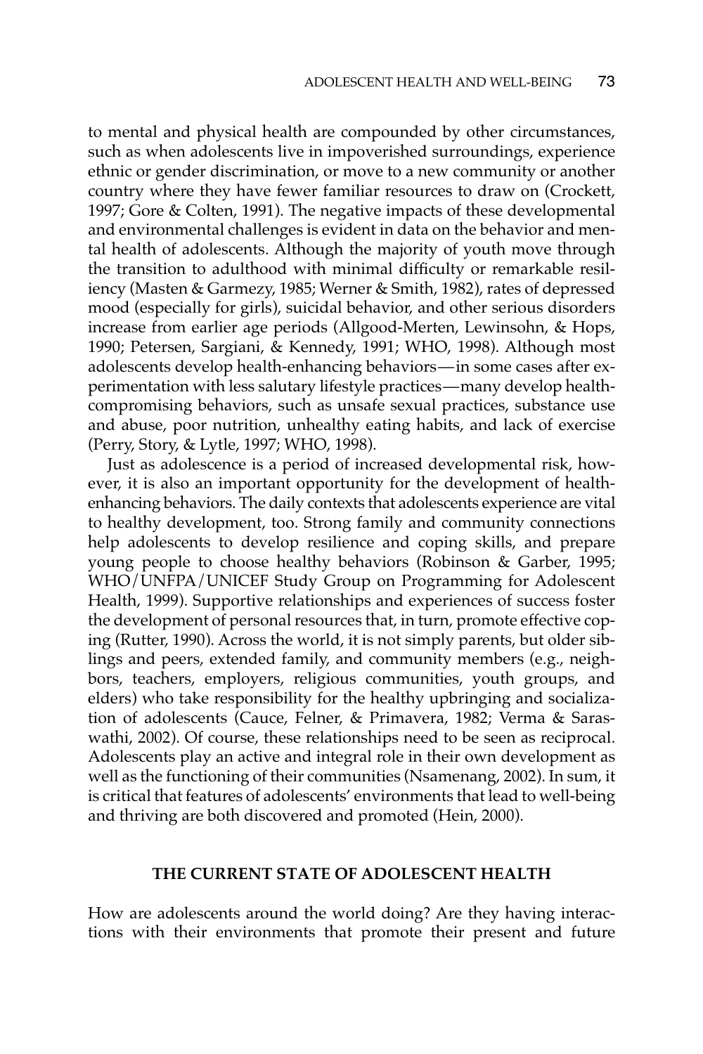to mental and physical health are compounded by other circumstances, such as when adolescents live in impoverished surroundings, experience ethnic or gender discrimination, or move to a new community or another country where they have fewer familiar resources to draw on (Crockett, 1997; Gore & Colten, 1991). The negative impacts of these developmental and environmental challenges is evident in data on the behavior and mental health of adolescents. Although the majority of youth move through the transition to adulthood with minimal difficulty or remarkable resiliency (Masten & Garmezy, 1985; Werner & Smith, 1982), rates of depressed mood (especially for girls), suicidal behavior, and other serious disorders increase from earlier age periods (Allgood-Merten, Lewinsohn, & Hops, 1990; Petersen, Sargiani, & Kennedy, 1991; WHO, 1998). Although most adolescents develop health-enhancing behaviors—in some cases after experimentation with less salutary lifestyle practices—many develop health-compromising behaviors, such as unsafe sexual practices, substance use and abuse, poor nutrition, unhealthy eating habits, and lack of exercise (Perry, Story, & Lytle, 1997; WHO, 1998).

Just as adolescence is a period of increased developmental risk, however, it is also an important opportunity for the development of health-enhancing behaviors. The daily contexts that adolescents experience are vital to healthy development, too. Strong family and community connections help adolescents to develop resilience and coping skills, and prepare young people to choose healthy behaviors (Robinson & Garber, 1995; WHO/UNFPA/UNICEF Study Group on Programming for Adolescent Health, 1999). Supportive relationships and experiences of success foster the development of personal resources that, in turn, promote effective coping (Rutter, 1990). Across the world, it is not simply parents, but older siblings and peers, extended family, and community members (e.g., neighbors, teachers, employers, religious communities, youth groups, and elders) who take responsibility for the healthy upbringing and socialization of adolescents (Cauce, Felner, & Primavera, 1982; Verma & Saraswathi, 2002). Of course, these relationships need to be seen as reciprocal. Adolescents play an active and integral role in their own development as well as the functioning of their communities (Nsamenang, 2002). In sum, it is critical that features of adolescents' environments that lead to well-being and thriving are both discovered and promoted (Hein, 2000).

## THE CURRENT STATE OF ADOLESCENT HEALTH

How are adolescents around the world doing? Are they having interactions with their environments that promote their present and future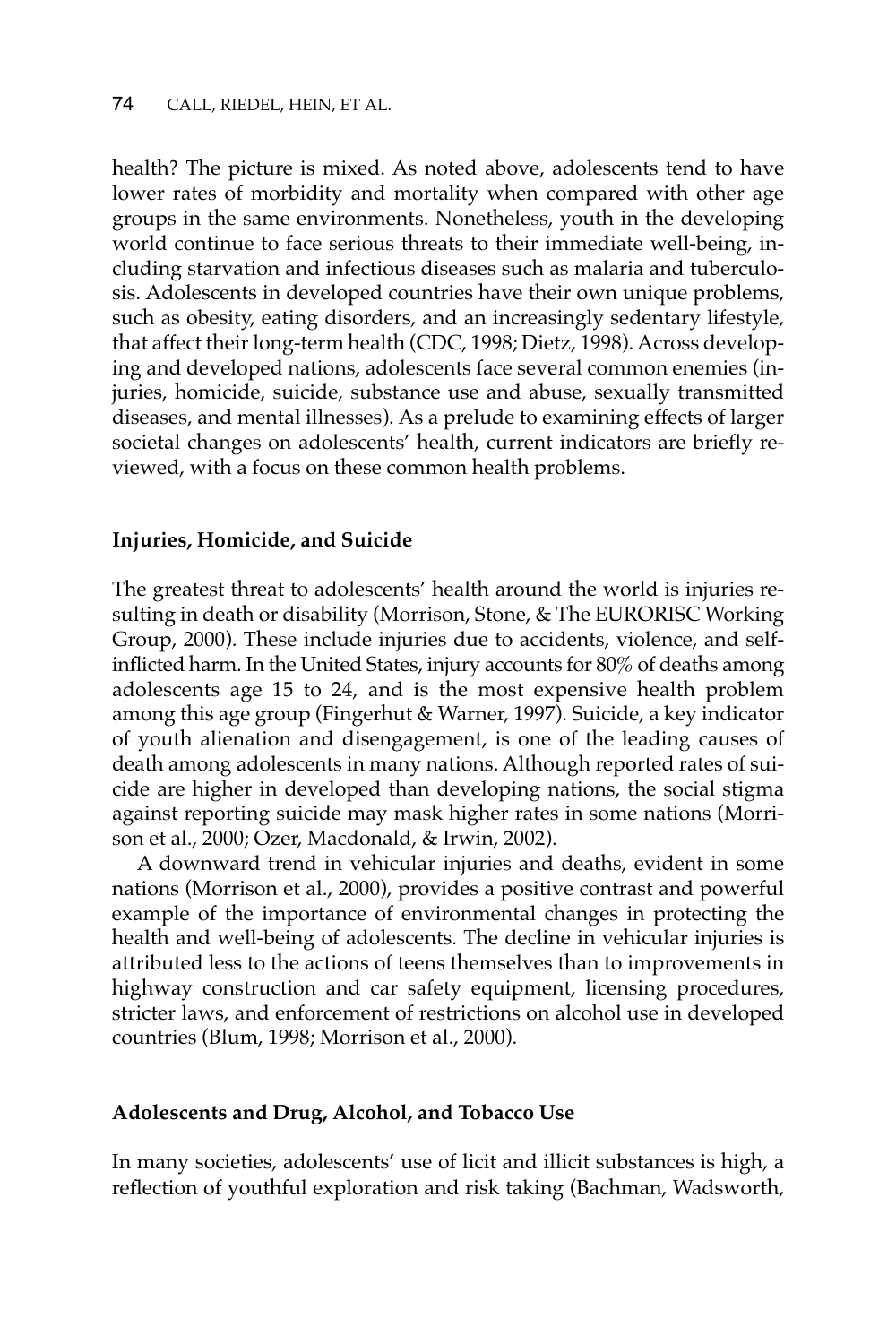health? The picture is mixed. As noted above, adolescents tend to have lower rates of morbidity and mortality when compared with other age groups in the same environments. Nonetheless, youth in the developing world continue to face serious threats to their immediate well-being, including starvation and infectious diseases such as malaria and tuberculosis. Adolescents in developed countries have their own unique problems, such as obesity, eating disorders, and an increasingly sedentary lifestyle, that affect their long-term health (CDC, 1998; Dietz, 1998). Across developing and developed nations, adolescents face several common enemies (injuries, homicide, suicide, substance use and abuse, sexually transmitted diseases, and mental illnesses). As a prelude to examining effects of larger societal changes on adolescents' health, current indicators are briefly reviewed, with a focus on these common health problems.

### Injuries, Homicide, and Suicide

The greatest threat to adolescents' health around the world is injuries resulting in death or disability (Morrison, Stone, & The EURORISC Working Group, 2000). These include injuries due to accidents, violence, and self-inflicted harm. In the United States, injury accounts for 80% of deaths among adolescents age 15 to 24, and is the most expensive health problem among this age group (Fingerhut & Warner, 1997). Suicide, a key indicator of youth alienation and disengagement, is one of the leading causes of death among adolescents in many nations. Although reported rates of suicide are higher in developed than developing nations, the social stigma against reporting suicide may mask higher rates in some nations (Morrison et al., 2000; Ozer, Macdonald, & Irwin, 2002).

A downward trend in vehicular injuries and deaths, evident in some nations (Morrison et al., 2000), provides a positive contrast and powerful example of the importance of environmental changes in protecting the health and well-being of adolescents. The decline in vehicular injuries is attributed less to the actions of teens themselves than to improvements in highway construction and car safety equipment, licensing procedures, stricter laws, and enforcement of restrictions on alcohol use in developed countries (Blum, 1998; Morrison et al., 2000).

### Adolescents and Drug, Alcohol, and Tobacco Use

In many societies, adolescents' use of licit and illicit substances is high, a reflection of youthful exploration and risk taking (Bachman, Wadsworth,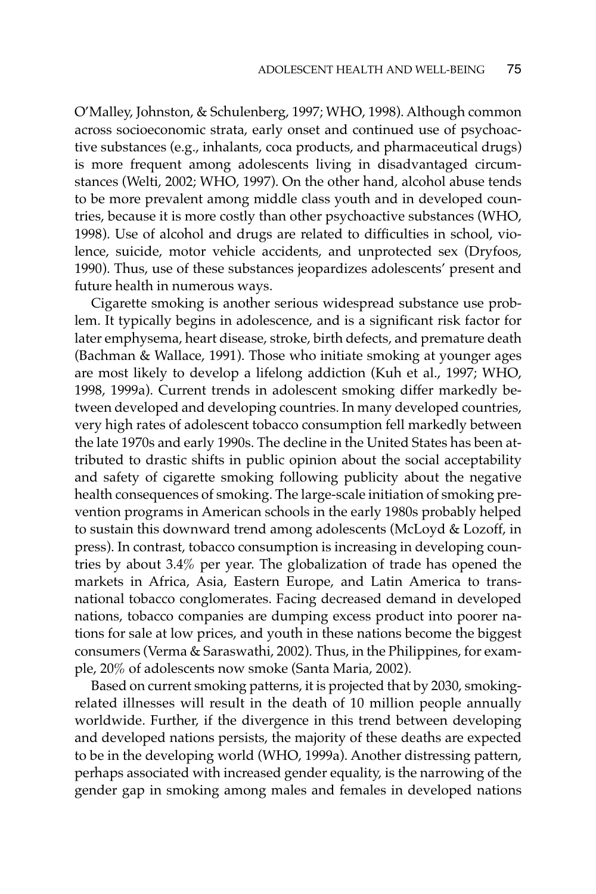O'Malley, Johnston, & Schulenberg, 1997; WHO, 1998). Although common across socioeconomic strata, early onset and continued use of psychoactive substances (e.g., inhalants, coca products, and pharmaceutical drugs) is more frequent among adolescents living in disadvantaged circumstances (Welti, 2002; WHO, 1997). On the other hand, alcohol abuse tends to be more prevalent among middle class youth and in developed countries, because it is more costly than other psychoactive substances (WHO, 1998). Use of alcohol and drugs are related to difficulties in school, violence, suicide, motor vehicle accidents, and unprotected sex (Dryfoos, 1990). Thus, use of these substances jeopardizes adolescents' present and future health in numerous ways.

Cigarette smoking is another serious widespread substance use problem. It typically begins in adolescence, and is a significant risk factor for later emphysema, heart disease, stroke, birth defects, and premature death (Bachman & Wallace, 1991). Those who initiate smoking at younger ages are most likely to develop a lifelong addiction (Kuh et al., 1997; WHO, 1998, 1999a). Current trends in adolescent smoking differ markedly between developed and developing countries. In many developed countries, very high rates of adolescent tobacco consumption fell markedly between the late 1970s and early 1990s. The decline in the United States has been attributed to drastic shifts in public opinion about the social acceptability and safety of cigarette smoking following publicity about the negative health consequences of smoking. The large-scale initiation of smoking prevention programs in American schools in the early 1980s probably helped to sustain this downward trend among adolescents (McLoyd & Lozoff, in press). In contrast, tobacco consumption is increasing in developing countries by about 3.4% per year. The globalization of trade has opened the markets in Africa, Asia, Eastern Europe, and Latin America to transnational tobacco conglomerates. Facing decreased demand in developed nations, tobacco companies are dumping excess product into poorer nations for sale at low prices, and youth in these nations become the biggest consumers (Verma & Saraswathi, 2002). Thus, in the Philippines, for example, 20% of adolescents now smoke (Santa Maria, 2002).

Based on current smoking patterns, it is projected that by 2030, smoking-related illnesses will result in the death of 10 million people annually worldwide. Further, if the divergence in this trend between developing and developed nations persists, the majority of these deaths are expected to be in the developing world (WHO, 1999a). Another distressing pattern, perhaps associated with increased gender equality, is the narrowing of the gender gap in smoking among males and females in developed nations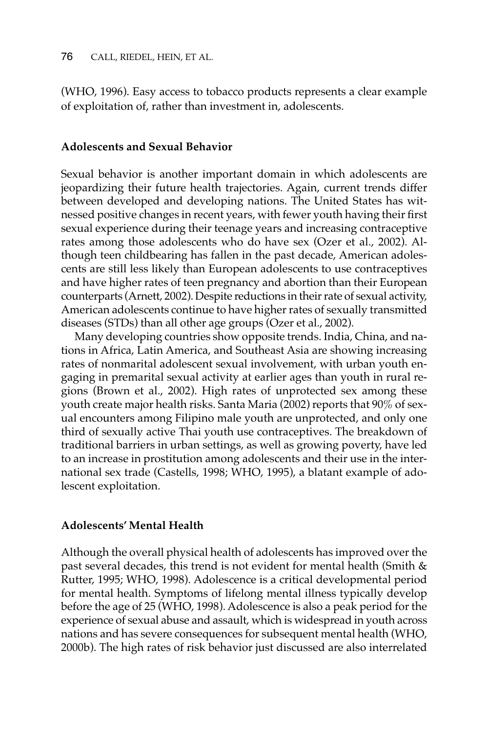(WHO, 1996). Easy access to tobacco products represents a clear example of exploitation of, rather than investment in, adolescents.

### Adolescents and Sexual Behavior

Sexual behavior is another important domain in which adolescents are jeopardizing their future health trajectories. Again, current trends differ between developed and developing nations. The United States has witnessed positive changes in recent years, with fewer youth having their first sexual experience during their teenage years and increasing contraceptive rates among those adolescents who do have sex (Ozer et al., 2002). Although teen childbearing has fallen in the past decade, American adolescents are still less likely than European adolescents to use contraceptives and have higher rates of teen pregnancy and abortion than their European counterparts (Arnett, 2002). Despite reductions in their rate of sexual activity, American adolescents continue to have higher rates of sexually transmitted diseases (STDs) than all other age groups (Ozer et al., 2002).

Many developing countries show opposite trends. India, China, and nations in Africa, Latin America, and Southeast Asia are showing increasing rates of nonmarital adolescent sexual involvement, with urban youth engaging in premarital sexual activity at earlier ages than youth in rural regions (Brown et al., 2002). High rates of unprotected sex among these youth create major health risks. Santa Maria (2002) reports that 90% of sexual encounters among Filipino male youth are unprotected, and only one third of sexually active Thai youth use contraceptives. The breakdown of traditional barriers in urban settings, as well as growing poverty, have led to an increase in prostitution among adolescents and their use in the international sex trade (Castells, 1998; WHO, 1995), a blatant example of adolescent exploitation.

### Adolescents' Mental Health

Although the overall physical health of adolescents has improved over the past several decades, this trend is not evident for mental health (Smith & Rutter, 1995; WHO, 1998). Adolescence is a critical developmental period for mental health. Symptoms of lifelong mental illness typically develop before the age of 25 (WHO, 1998). Adolescence is also a peak period for the experience of sexual abuse and assault, which is widespread in youth across nations and has severe consequences for subsequent mental health (WHO, 2000b). The high rates of risk behavior just discussed are also interrelated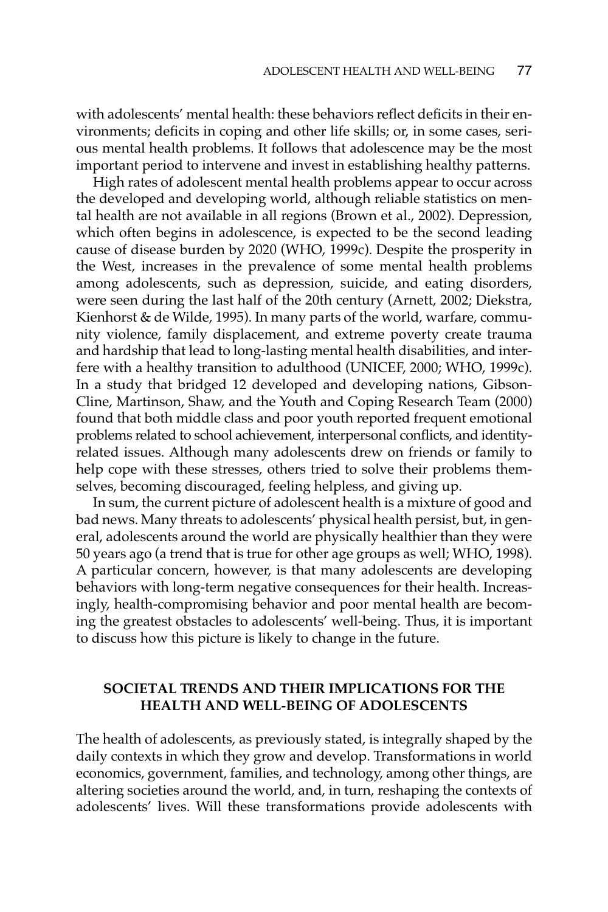with adolescents' mental health: these behaviors reflect deficits in their environments; deficits in coping and other life skills; or, in some cases, serious mental health problems. It follows that adolescence may be the most important period to intervene and invest in establishing healthy patterns.

High rates of adolescent mental health problems appear to occur across the developed and developing world, although reliable statistics on mental health are not available in all regions (Brown et al., 2002). Depression, which often begins in adolescence, is expected to be the second leading cause of disease burden by 2020 (WHO, 1999c). Despite the prosperity in the West, increases in the prevalence of some mental health problems among adolescents, such as depression, suicide, and eating disorders, were seen during the last half of the 20th century (Arnett, 2002; Diekstra, Kienhorst & de Wilde, 1995). In many parts of the world, warfare, community violence, family displacement, and extreme poverty create trauma and hardship that lead to long-lasting mental health disabilities, and interfere with a healthy transition to adulthood (UNICEF, 2000; WHO, 1999c). In a study that bridged 12 developed and developing nations, Gibson-Cline, Martinson, Shaw, and the Youth and Coping Research Team (2000) found that both middle class and poor youth reported frequent emotional problems related to school achievement, interpersonal conflicts, and identity-related issues. Although many adolescents drew on friends or family to help cope with these stresses, others tried to solve their problems themselves, becoming discouraged, feeling helpless, and giving up.

In sum, the current picture of adolescent health is a mixture of good and bad news. Many threats to adolescents' physical health persist, but, in general, adolescents around the world are physically healthier than they were 50 years ago (a trend that is true for other age groups as well; WHO, 1998). A particular concern, however, is that many adolescents are developing behaviors with long-term negative consequences for their health. Increasingly, health-compromising behavior and poor mental health are becoming the greatest obstacles to adolescents' well-being. Thus, it is important to discuss how this picture is likely to change in the future.

## SOCIETAL TRENDS AND THEIR IMPLICATIONS FOR THE HEALTH AND WELL-BEING OF ADOLESCENTS

The health of adolescents, as previously stated, is integrally shaped by the daily contexts in which they grow and develop. Transformations in world economics, government, families, and technology, among other things, are altering societies around the world, and, in turn, reshaping the contexts of adolescents' lives. Will these transformations provide adolescents with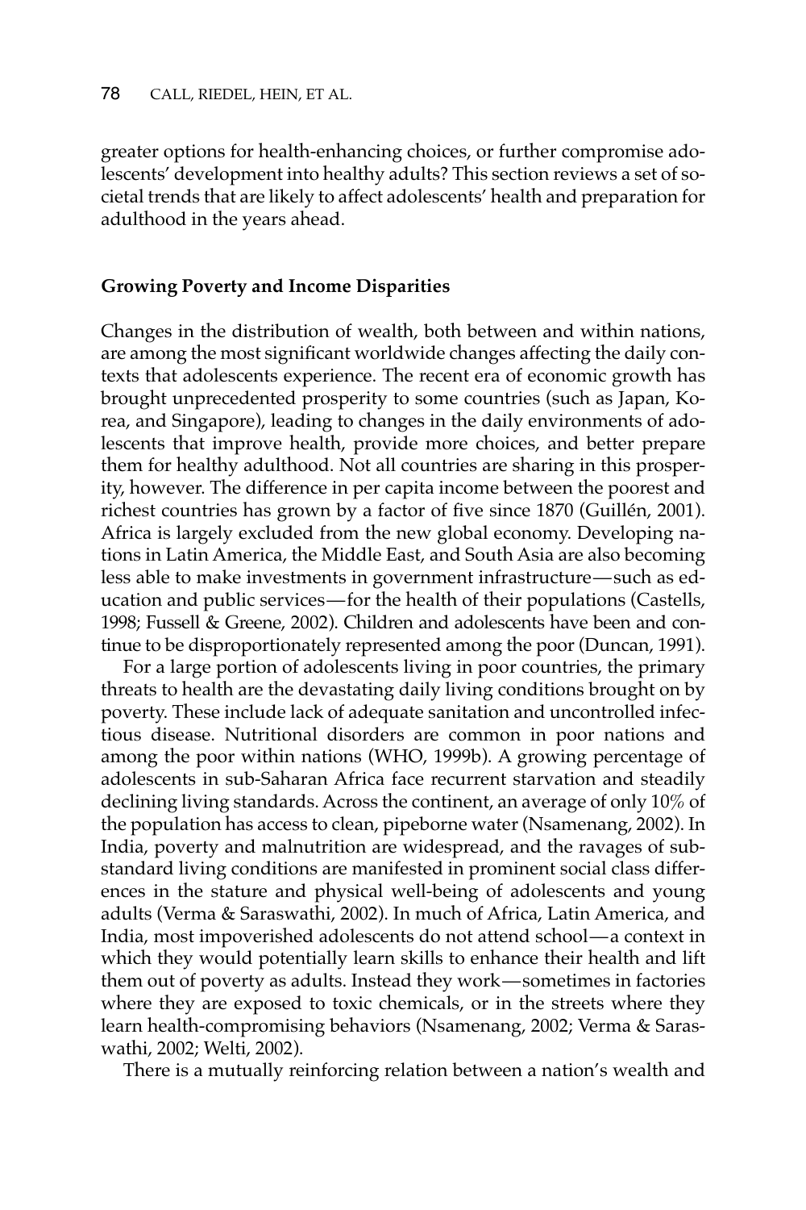greater options for health-enhancing choices, or further compromise adolescents' development into healthy adults? This section reviews a set of societal trends that are likely to affect adolescents' health and preparation for adulthood in the years ahead.

**Growing Poverty and Income Disparities**

Changes in the distribution of wealth, both between and within nations, are among the most significant worldwide changes affecting the daily contexts that adolescents experience. The recent era of economic growth has brought unprecedented prosperity to some countries (such as Japan, Korea, and Singapore), leading to changes in the daily environments of adolescents that improve health, provide more choices, and better prepare them for healthy adulthood. Not all countries are sharing in this prosperity, however. The difference in per capita income between the poorest and richest countries has grown by a factor of five since 1870 (Guillén, 2001). Africa is largely excluded from the new global economy. Developing nations in Latin America, the Middle East, and South Asia are also becoming less able to make investments in government infrastructure—such as education and public services—for the health of their populations (Castells, 1998; Fussell & Greene, 2002). Children and adolescents have been and continue to be disproportionately represented among the poor (Duncan, 1991).

For a large portion of adolescents living in poor countries, the primary threats to health are the devastating daily living conditions brought on by poverty. These include lack of adequate sanitation and uncontrolled infectious disease. Nutritional disorders are common in poor nations and among the poor within nations (WHO, 1999b). A growing percentage of adolescents in sub-Saharan Africa face recurrent starvation and steadily declining living standards. Across the continent, an average of only 10% of the population has access to clean, pipeborne water (Nsamenang, 2002). In India, poverty and malnutrition are widespread, and the ravages of substandard living conditions are manifested in prominent social class differences in the stature and physical well-being of adolescents and young adults (Verma & Saraswathi, 2002). In much of Africa, Latin America, and India, most impoverished adolescents do not attend school—a context in which they would potentially learn skills to enhance their health and lift them out of poverty as adults. Instead they work—sometimes in factories where they are exposed to toxic chemicals, or in the streets where they learn health-compromising behaviors (Nsamenang, 2002; Verma & Saraswathi, 2002; Welti, 2002).

There is a mutually reinforcing relation between a nation's wealth and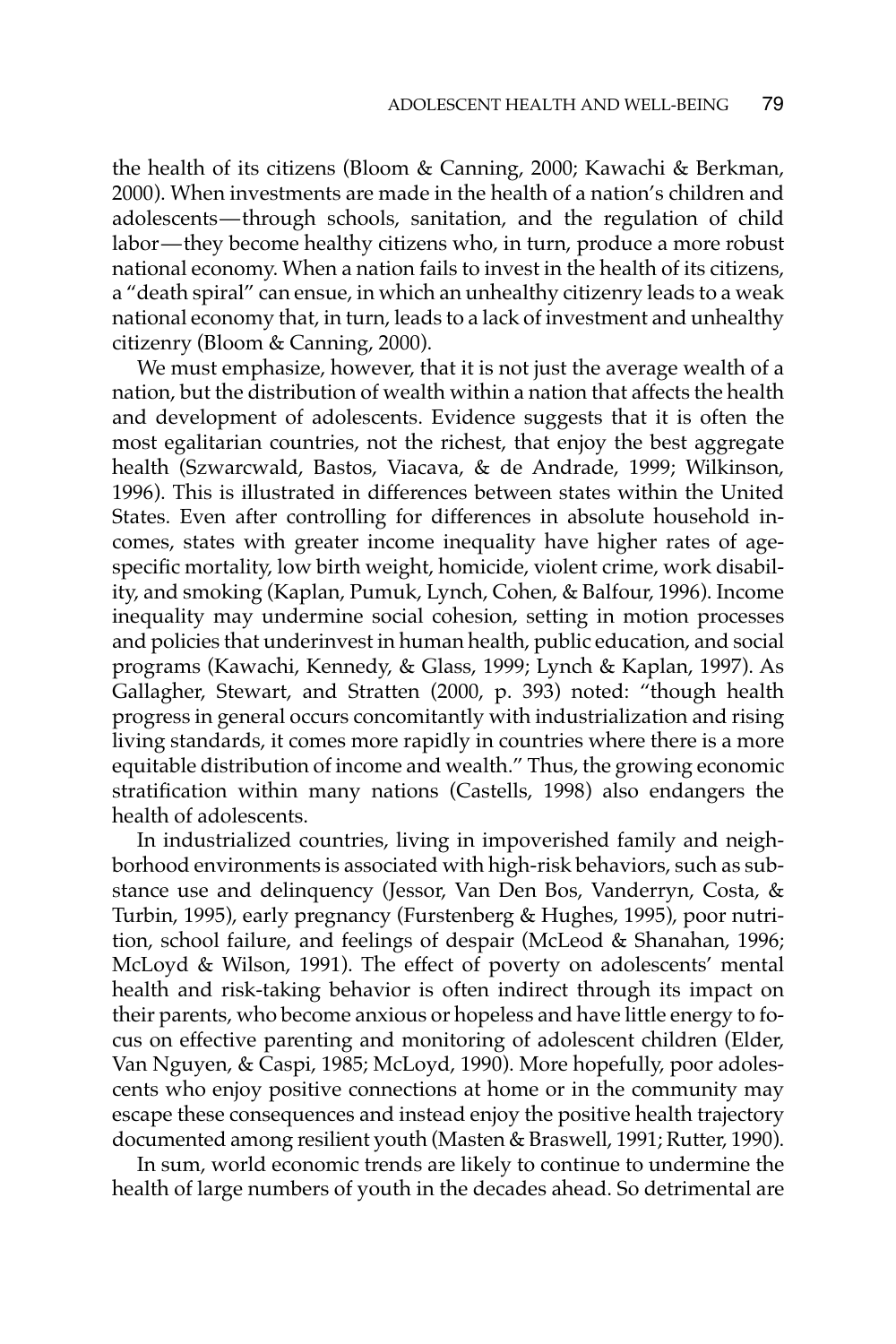the health of its citizens (Bloom & Canning, 2000; Kawachi & Berkman, 2000). When investments are made in the health of a nation's children and adolescents—through schools, sanitation, and the regulation of child labor—they become healthy citizens who, in turn, produce a more robust national economy. When a nation fails to invest in the health of its citizens, a "death spiral" can ensue, in which an unhealthy citizenry leads to a weak national economy that, in turn, leads to a lack of investment and unhealthy citizenry (Bloom & Canning, 2000).

We must emphasize, however, that it is not just the average wealth of a nation, but the distribution of wealth within a nation that affects the health and development of adolescents. Evidence suggests that it is often the most egalitarian countries, not the richest, that enjoy the best aggregate health (Szwarcwald, Bastos, Viacava, & de Andrade, 1999; Wilkinson, 1996). This is illustrated in differences between states within the United States. Even after controlling for differences in absolute household incomes, states with greater income inequality have higher rates of age-specific mortality, low birth weight, homicide, violent crime, work disability, and smoking (Kaplan, Pumuk, Lynch, Cohen, & Balfour, 1996). Income inequality may undermine social cohesion, setting in motion processes and policies that underinvest in human health, public education, and social programs (Kawachi, Kennedy, & Glass, 1999; Lynch & Kaplan, 1997). As Gallagher, Stewart, and Stratten (2000, p. 393) noted: "though health progress in general occurs concomitantly with industrialization and rising living standards, it comes more rapidly in countries where there is a more equitable distribution of income and wealth." Thus, the growing economic stratification within many nations (Castells, 1998) also endangers the health of adolescents.

In industrialized countries, living in impoverished family and neighborhood environments is associated with high-risk behaviors, such as substance use and delinquency (Jessor, Van Den Bos, Vanderryn, Costa, & Turbin, 1995), early pregnancy (Furstenberg & Hughes, 1995), poor nutrition, school failure, and feelings of despair (McLeod & Shanahan, 1996; McLoyd & Wilson, 1991). The effect of poverty on adolescents' mental health and risk-taking behavior is often indirect through its impact on their parents, who become anxious or hopeless and have little energy to focus on effective parenting and monitoring of adolescent children (Elder, Van Nguyen, & Caspi, 1985; McLoyd, 1990). More hopefully, poor adolescents who enjoy positive connections at home or in the community may escape these consequences and instead enjoy the positive health trajectory documented among resilient youth (Masten & Braswell, 1991; Rutter, 1990).

In sum, world economic trends are likely to continue to undermine the health of large numbers of youth in the decades ahead. So detrimental are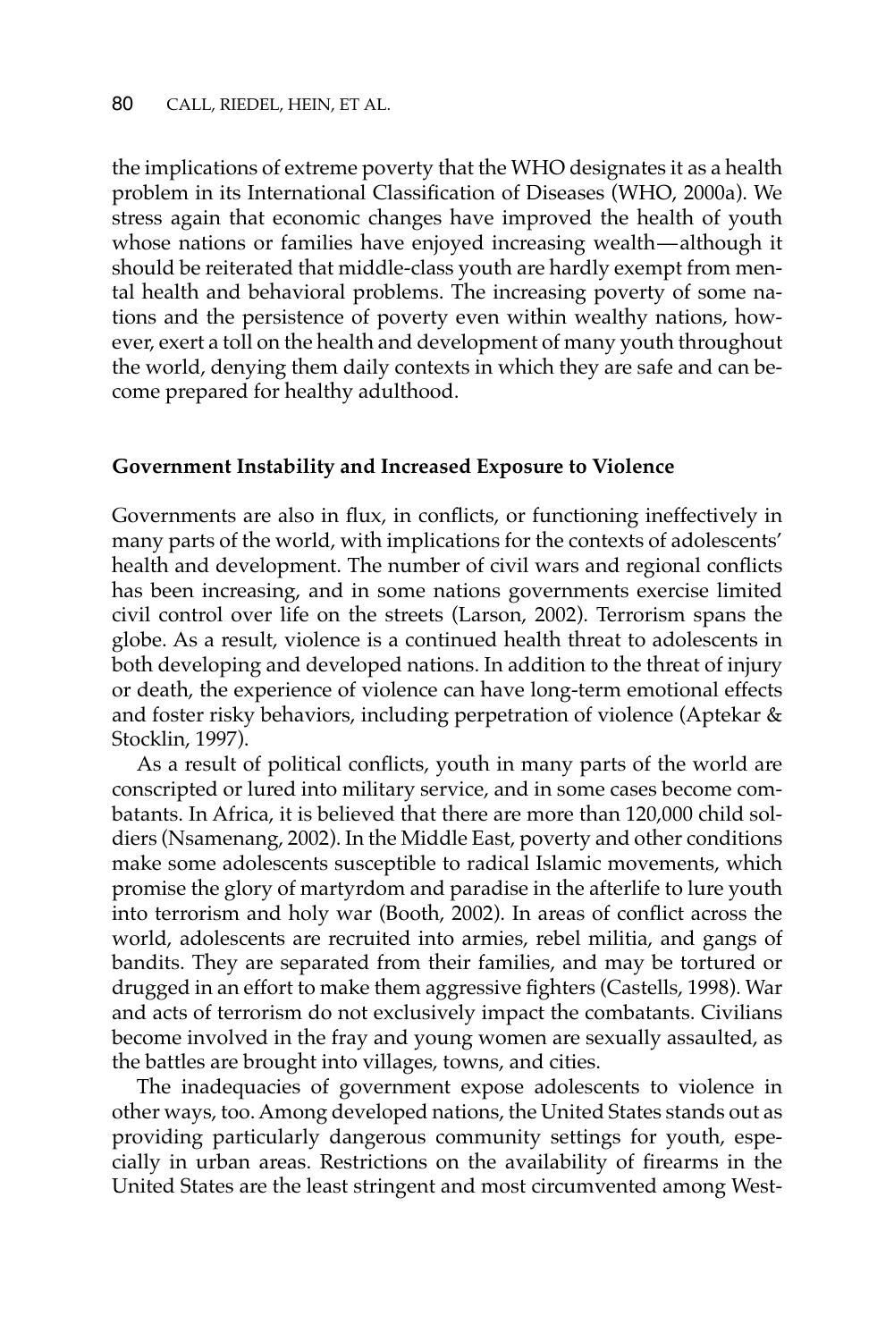the implications of extreme poverty that the WHO designates it as a health problem in its International Classification of Diseases (WHO, 2000a). We stress again that economic changes have improved the health of youth whose nations or families have enjoyed increasing wealth—although it should be reiterated that middle-class youth are hardly exempt from mental health and behavioral problems. The increasing poverty of some nations and the persistence of poverty even within wealthy nations, however, exert a toll on the health and development of many youth throughout the world, denying them daily contexts in which they are safe and can become prepared for healthy adulthood.

**Government Instability and Increased Exposure to Violence**

Governments are also in flux, in conflicts, or functioning ineffectively in many parts of the world, with implications for the contexts of adolescents' health and development. The number of civil wars and regional conflicts has been increasing, and in some nations governments exercise limited civil control over life on the streets (Larson, 2002). Terrorism spans the globe. As a result, violence is a continued health threat to adolescents in both developing and developed nations. In addition to the threat of injury or death, the experience of violence can have long-term emotional effects and foster risky behaviors, including perpetration of violence (Aptekar & Stocklin, 1997).

As a result of political conflicts, youth in many parts of the world are conscripted or lured into military service, and in some cases become combatants. In Africa, it is believed that there are more than 120,000 child soldiers (Nsamenang, 2002). In the Middle East, poverty and other conditions make some adolescents susceptible to radical Islamic movements, which promise the glory of martyrdom and paradise in the afterlife to lure youth into terrorism and holy war (Booth, 2002). In areas of conflict across the world, adolescents are recruited into armies, rebel militia, and gangs of bandits. They are separated from their families, and may be tortured or drugged in an effort to make them aggressive fighters (Castells, 1998). War and acts of terrorism do not exclusively impact the combatants. Civilians become involved in the fray and young women are sexually assaulted, as the battles are brought into villages, towns, and cities.

The inadequacies of government expose adolescents to violence in other ways, too. Among developed nations, the United States stands out as providing particularly dangerous community settings for youth, especially in urban areas. Restrictions on the availability of firearms in the United States are the least stringent and most circumvented among West-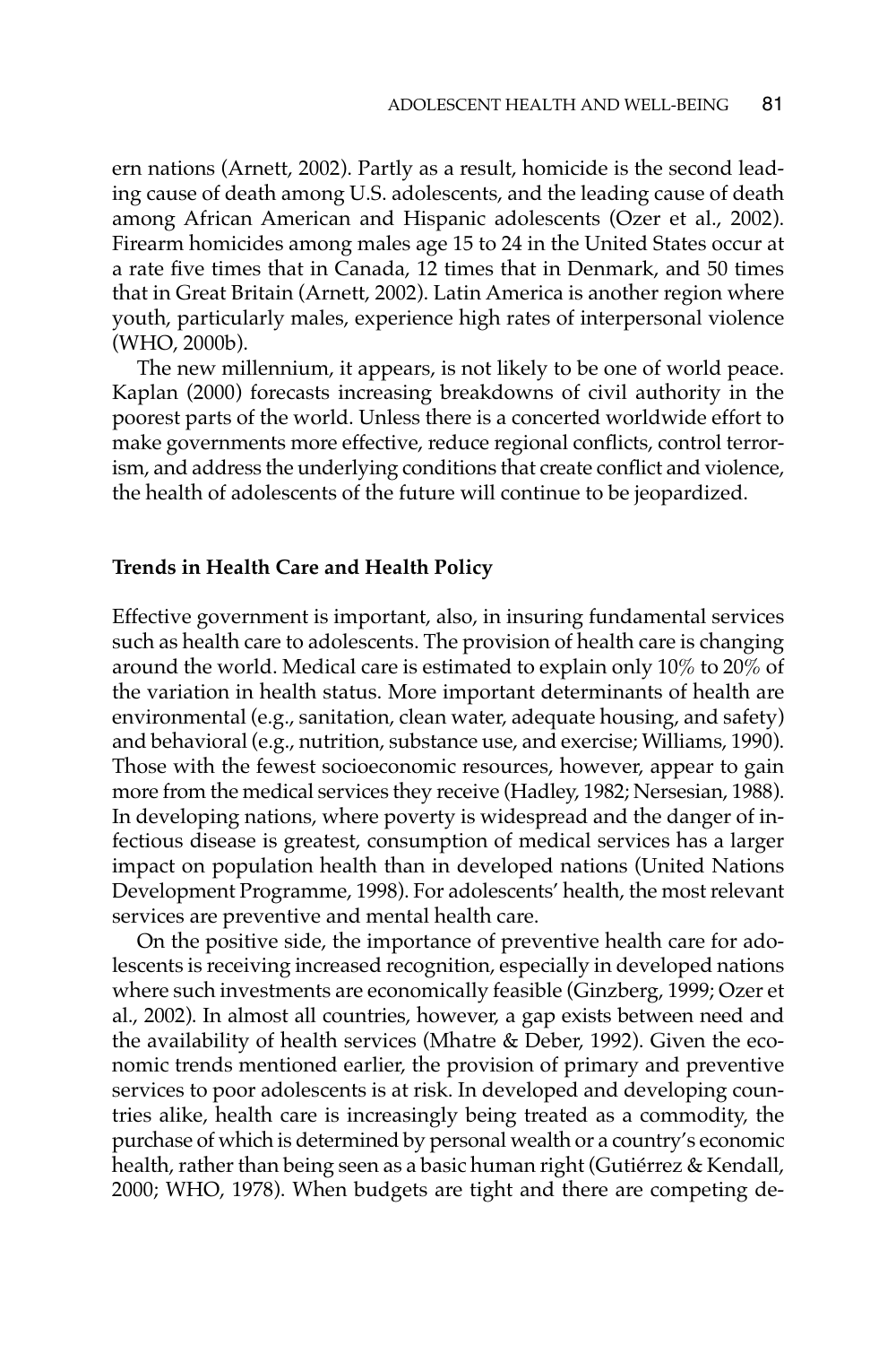ern nations (Arnett, 2002). Partly as a result, homicide is the second leading cause of death among U.S. adolescents, and the leading cause of death among African American and Hispanic adolescents (Ozer et al., 2002). Firearm homicides among males age 15 to 24 in the United States occur at a rate five times that in Canada, 12 times that in Denmark, and 50 times that in Great Britain (Arnett, 2002). Latin America is another region where youth, particularly males, experience high rates of interpersonal violence (WHO, 2000b).

The new millennium, it appears, is not likely to be one of world peace. Kaplan (2000) forecasts increasing breakdowns of civil authority in the poorest parts of the world. Unless there is a concerted worldwide effort to make governments more effective, reduce regional conflicts, control terrorism, and address the underlying conditions that create conflict and violence, the health of adolescents of the future will continue to be jeopardized.

**Trends in Health Care and Health Policy**

Effective government is important, also, in insuring fundamental services such as health care to adolescents. The provision of health care is changing around the world. Medical care is estimated to explain only 10% to 20% of the variation in health status. More important determinants of health are environmental (e.g., sanitation, clean water, adequate housing, and safety) and behavioral (e.g., nutrition, substance use, and exercise; Williams, 1990). Those with the fewest socioeconomic resources, however, appear to gain more from the medical services they receive (Hadley, 1982; Nersesian, 1988). In developing nations, where poverty is widespread and the danger of infectious disease is greatest, consumption of medical services has a larger impact on population health than in developed nations (United Nations Development Programme, 1998). For adolescents' health, the most relevant services are preventive and mental health care.

On the positive side, the importance of preventive health care for adolescents is receiving increased recognition, especially in developed nations where such investments are economically feasible (Ginzberg, 1999; Ozer et al., 2002). In almost all countries, however, a gap exists between need and the availability of health services (Mhatre & Deber, 1992). Given the economic trends mentioned earlier, the provision of primary and preventive services to poor adolescents is at risk. In developed and developing countries alike, health care is increasingly being treated as a commodity, the purchase of which is determined by personal wealth or a country's economic health, rather than being seen as a basic human right (Gutiérrez & Kendall, 2000; WHO, 1978). When budgets are tight and there are competing de-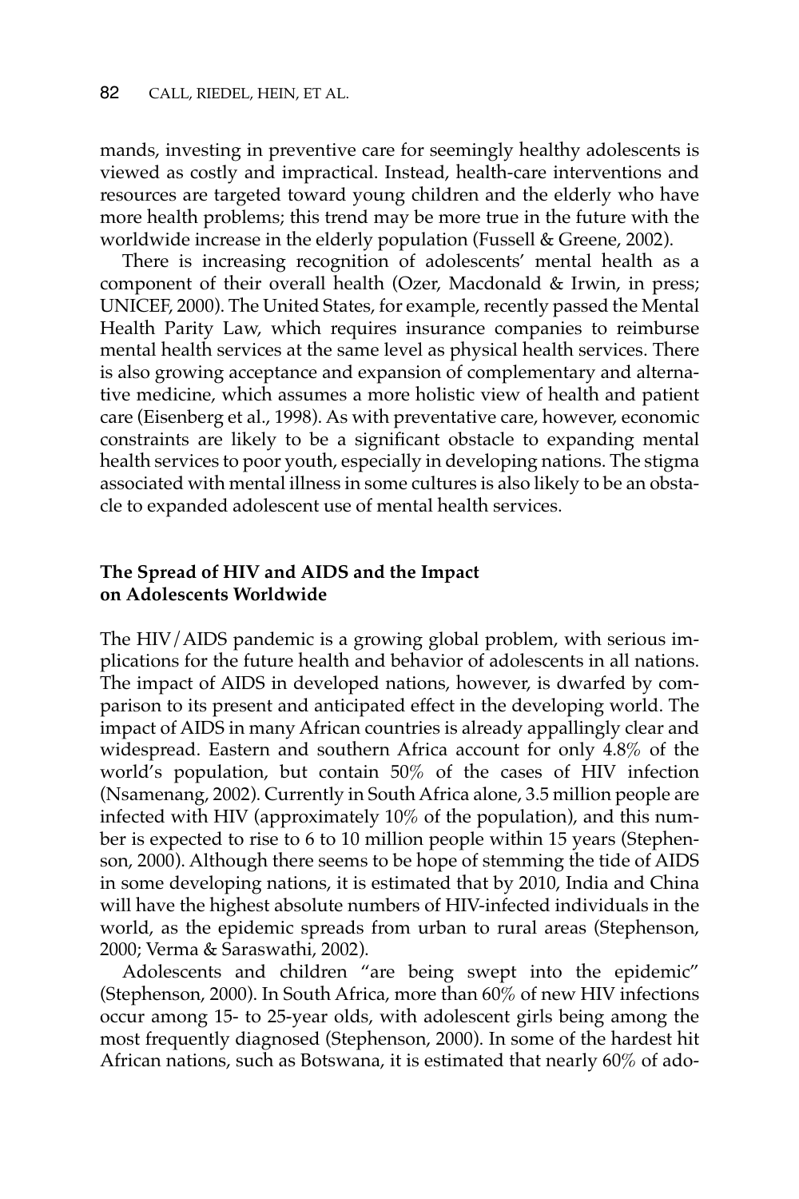mands, investing in preventive care for seemingly healthy adolescents is viewed as costly and impractical. Instead, health-care interventions and resources are targeted toward young children and the elderly who have more health problems; this trend may be more true in the future with the worldwide increase in the elderly population (Fussell & Greene, 2002).

There is increasing recognition of adolescents' mental health as a component of their overall health (Ozer, Macdonald & Irwin, in press; UNICEF, 2000). The United States, for example, recently passed the Mental Health Parity Law, which requires insurance companies to reimburse mental health services at the same level as physical health services. There is also growing acceptance and expansion of complementary and alternative medicine, which assumes a more holistic view of health and patient care (Eisenberg et al., 1998). As with preventative care, however, economic constraints are likely to be a significant obstacle to expanding mental health services to poor youth, especially in developing nations. The stigma associated with mental illness in some cultures is also likely to be an obstacle to expanded adolescent use of mental health services.

### The Spread of HIV and AIDS and the Impact on Adolescents Worldwide

The HIV/AIDS pandemic is a growing global problem, with serious implications for the future health and behavior of adolescents in all nations. The impact of AIDS in developed nations, however, is dwarfed by comparison to its present and anticipated effect in the developing world. The impact of AIDS in many African countries is already appallingly clear and widespread. Eastern and southern Africa account for only 4.8% of the world's population, but contain 50% of the cases of HIV infection (Nsamenang, 2002). Currently in South Africa alone, 3.5 million people are infected with HIV (approximately 10% of the population), and this number is expected to rise to 6 to 10 million people within 15 years (Stephenson, 2000). Although there seems to be hope of stemming the tide of AIDS in some developing nations, it is estimated that by 2010, India and China will have the highest absolute numbers of HIV-infected individuals in the world, as the epidemic spreads from urban to rural areas (Stephenson, 2000; Verma & Saraswathi, 2002).

Adolescents and children "are being swept into the epidemic" (Stephenson, 2000). In South Africa, more than 60% of new HIV infections occur among 15- to 25-year olds, with adolescent girls being among the most frequently diagnosed (Stephenson, 2000). In some of the hardest hit African nations, such as Botswana, it is estimated that nearly 60% of ado-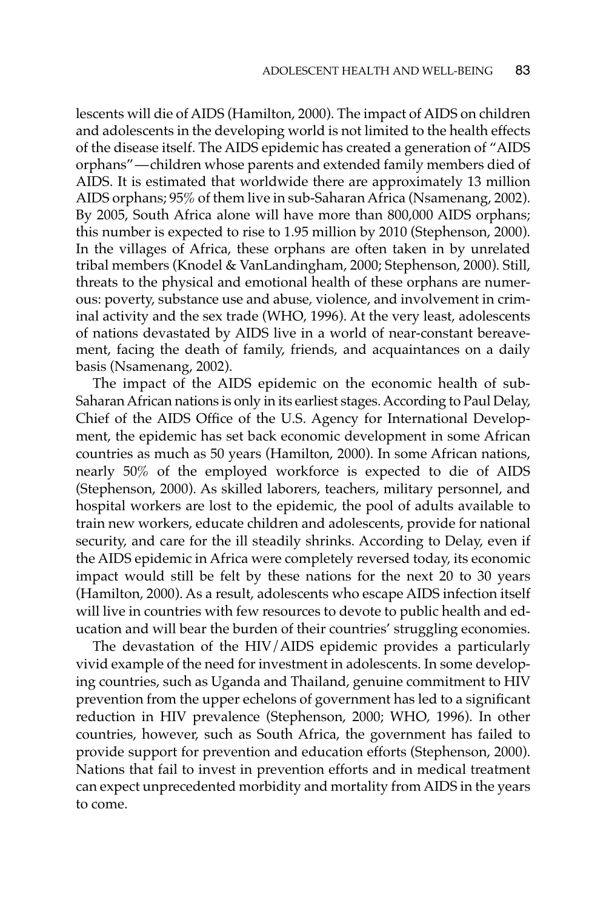lescents will die of AIDS (Hamilton, 2000). The impact of AIDS on children and adolescents in the developing world is not limited to the health effects of the disease itself. The AIDS epidemic has created a generation of "AIDS orphans"—children whose parents and extended family members died of AIDS. It is estimated that worldwide there are approximately 13 million AIDS orphans; 95% of them live in sub-Saharan Africa (Nsamenang, 2002). By 2005, South Africa alone will have more than 800,000 AIDS orphans; this number is expected to rise to 1.95 million by 2010 (Stephenson, 2000). In the villages of Africa, these orphans are often taken in by unrelated tribal members (Knodel & VanLandingham, 2000; Stephenson, 2000). Still, threats to the physical and emotional health of these orphans are numerous: poverty, substance use and abuse, violence, and involvement in criminal activity and the sex trade (WHO, 1996). At the very least, adolescents of nations devastated by AIDS live in a world of near-constant bereavement, facing the death of family, friends, and acquaintances on a daily basis (Nsamenang, 2002).

The impact of the AIDS epidemic on the economic health of sub-Saharan African nations is only in its earliest stages. According to Paul Delay, Chief of the AIDS Office of the U.S. Agency for International Development, the epidemic has set back economic development in some African countries as much as 50 years (Hamilton, 2000). In some African nations, nearly 50% of the employed workforce is expected to die of AIDS (Stephenson, 2000). As skilled laborers, teachers, military personnel, and hospital workers are lost to the epidemic, the pool of adults available to train new workers, educate children and adolescents, provide for national security, and care for the ill steadily shrinks. According to Delay, even if the AIDS epidemic in Africa were completely reversed today, its economic impact would still be felt by these nations for the next 20 to 30 years (Hamilton, 2000). As a result, adolescents who escape AIDS infection itself will live in countries with few resources to devote to public health and education and will bear the burden of their countries' struggling economies.

The devastation of the HIV/AIDS epidemic provides a particularly vivid example of the need for investment in adolescents. In some developing countries, such as Uganda and Thailand, genuine commitment to HIV prevention from the upper echelons of government has led to a significant reduction in HIV prevalence (Stephenson, 2000; WHO, 1996). In other countries, however, such as South Africa, the government has failed to provide support for prevention and education efforts (Stephenson, 2000). Nations that fail to invest in prevention efforts and in medical treatment can expect unprecedented morbidity and mortality from AIDS in the years to come.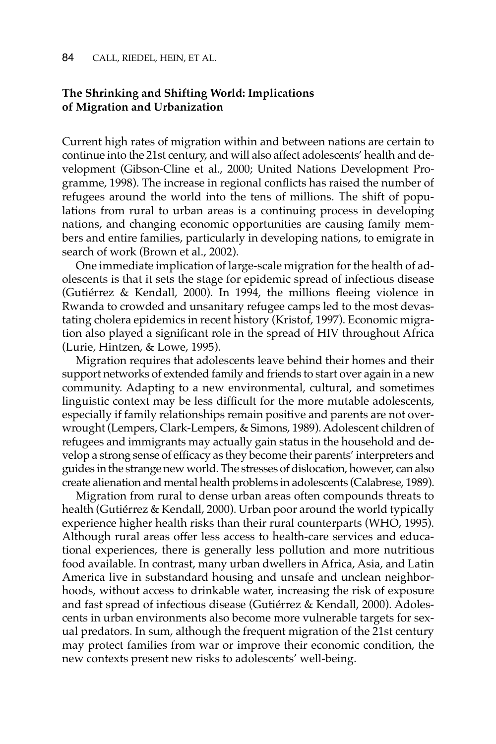### The Shrinking and Shifting World: Implications of Migration and Urbanization

Current high rates of migration within and between nations are certain to continue into the 21st century, and will also affect adolescents' health and development (Gibson-Cline et al., 2000; United Nations Development Programme, 1998). The increase in regional conflicts has raised the number of refugees around the world into the tens of millions. The shift of populations from rural to urban areas is a continuing process in developing nations, and changing economic opportunities are causing family members and entire families, particularly in developing nations, to emigrate in search of work (Brown et al., 2002).

One immediate implication of large-scale migration for the health of adolescents is that it sets the stage for epidemic spread of infectious disease (Gutiérrez & Kendall, 2000). In 1994, the millions fleeing violence in Rwanda to crowded and unsanitary refugee camps led to the most devastating cholera epidemics in recent history (Kristof, 1997). Economic migration also played a significant role in the spread of HIV throughout Africa (Lurie, Hintzen, & Lowe, 1995).

Migration requires that adolescents leave behind their homes and their support networks of extended family and friends to start over again in a new community. Adapting to a new environmental, cultural, and sometimes linguistic context may be less difficult for the more mutable adolescents, especially if family relationships remain positive and parents are not overwrought (Lempers, Clark-Lempers, & Simons, 1989). Adolescent children of refugees and immigrants may actually gain status in the household and develop a strong sense of efficacy as they become their parents' interpreters and guides in the strange new world. The stresses of dislocation, however, can also create alienation and mental health problems in adolescents (Calabrese, 1989).

Migration from rural to dense urban areas often compounds threats to health (Gutiérrez & Kendall, 2000). Urban poor around the world typically experience higher health risks than their rural counterparts (WHO, 1995). Although rural areas offer less access to health-care services and educational experiences, there is generally less pollution and more nutritious food available. In contrast, many urban dwellers in Africa, Asia, and Latin America live in substandard housing and unsafe and unclean neighborhoods, without access to drinkable water, increasing the risk of exposure and fast spread of infectious disease (Gutiérrez & Kendall, 2000). Adolescents in urban environments also become more vulnerable targets for sexual predators. In sum, although the frequent migration of the 21st century may protect families from war or improve their economic condition, the new contexts present new risks to adolescents' well-being.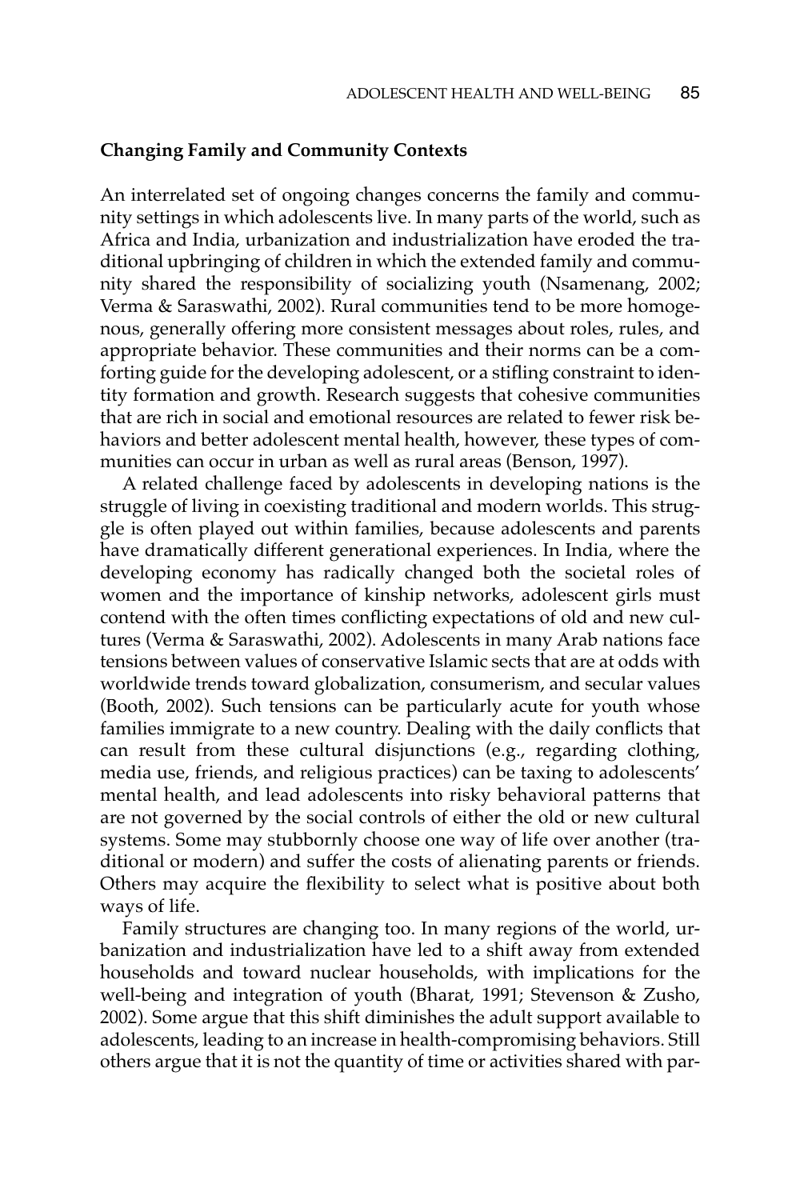**Changing Family and Community Contexts**

An interrelated set of ongoing changes concerns the family and community settings in which adolescents live. In many parts of the world, such as Africa and India, urbanization and industrialization have eroded the traditional upbringing of children in which the extended family and community shared the responsibility of socializing youth (Nsamenang, 2002; Verma & Saraswathi, 2002). Rural communities tend to be more homogenous, generally offering more consistent messages about roles, rules, and appropriate behavior. These communities and their norms can be a comforting guide for the developing adolescent, or a stifling constraint to identity formation and growth. Research suggests that cohesive communities that are rich in social and emotional resources are related to fewer risk behaviors and better adolescent mental health, however, these types of communities can occur in urban as well as rural areas (Benson, 1997).

A related challenge faced by adolescents in developing nations is the struggle of living in coexisting traditional and modern worlds. This struggle is often played out within families, because adolescents and parents have dramatically different generational experiences. In India, where the developing economy has radically changed both the societal roles of women and the importance of kinship networks, adolescent girls must contend with the often times conflicting expectations of old and new cultures (Verma & Saraswathi, 2002). Adolescents in many Arab nations face tensions between values of conservative Islamic sects that are at odds with worldwide trends toward globalization, consumerism, and secular values (Booth, 2002). Such tensions can be particularly acute for youth whose families immigrate to a new country. Dealing with the daily conflicts that can result from these cultural disjunctions (e.g., regarding clothing, media use, friends, and religious practices) can be taxing to adolescents' mental health, and lead adolescents into risky behavioral patterns that are not governed by the social controls of either the old or new cultural systems. Some may stubbornly choose one way of life over another (traditional or modern) and suffer the costs of alienating parents or friends. Others may acquire the flexibility to select what is positive about both ways of life.

Family structures are changing too. In many regions of the world, urbanization and industrialization have led to a shift away from extended households and toward nuclear households, with implications for the well-being and integration of youth (Bharat, 1991; Stevenson & Zusho, 2002). Some argue that this shift diminishes the adult support available to adolescents, leading to an increase in health-compromising behaviors. Still others argue that it is not the quantity of time or activities shared with par-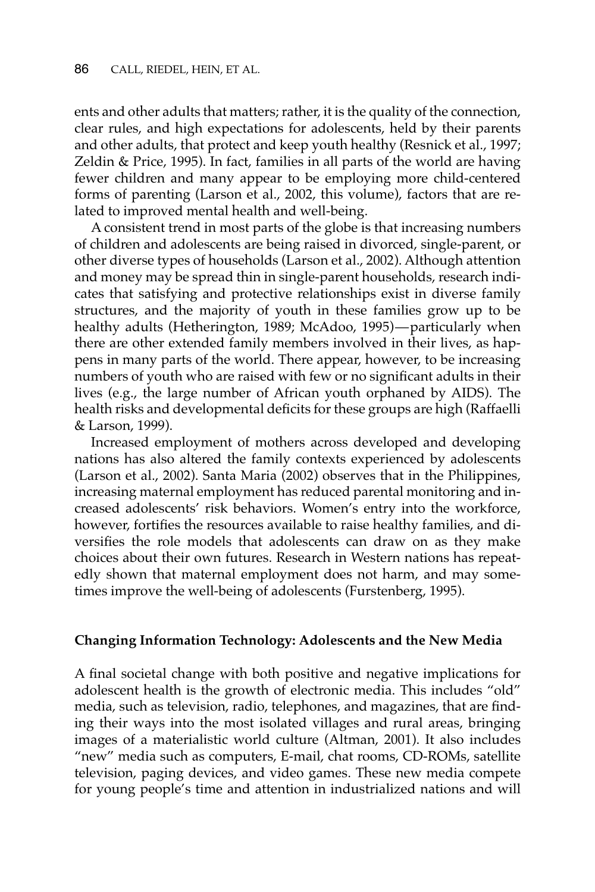ents and other adults that matters; rather, it is the quality of the connection, clear rules, and high expectations for adolescents, held by their parents and other adults, that protect and keep youth healthy (Resnick et al., 1997; Zeldin & Price, 1995). In fact, families in all parts of the world are having fewer children and many appear to be employing more child-centered forms of parenting (Larson et al., 2002, this volume), factors that are related to improved mental health and well-being.

A consistent trend in most parts of the globe is that increasing numbers of children and adolescents are being raised in divorced, single-parent, or other diverse types of households (Larson et al., 2002). Although attention and money may be spread thin in single-parent households, research indicates that satisfying and protective relationships exist in diverse family structures, and the majority of youth in these families grow up to be healthy adults (Hetherington, 1989; McAdoo, 1995)—particularly when there are other extended family members involved in their lives, as happens in many parts of the world. There appear, however, to be increasing numbers of youth who are raised with few or no significant adults in their lives (e.g., the large number of African youth orphaned by AIDS). The health risks and developmental deficits for these groups are high (Raffaelli & Larson, 1999).

Increased employment of mothers across developed and developing nations has also altered the family contexts experienced by adolescents (Larson et al., 2002). Santa Maria (2002) observes that in the Philippines, increasing maternal employment has reduced parental monitoring and increased adolescents' risk behaviors. Women's entry into the workforce, however, fortifies the resources available to raise healthy families, and diversifies the role models that adolescents can draw on as they make choices about their own futures. Research in Western nations has repeatedly shown that maternal employment does not harm, and may sometimes improve the well-being of adolescents (Furstenberg, 1995).

**Changing Information Technology: Adolescents and the New Media**

A final societal change with both positive and negative implications for adolescent health is the growth of electronic media. This includes "old" media, such as television, radio, telephones, and magazines, that are finding their ways into the most isolated villages and rural areas, bringing images of a materialistic world culture (Altman, 2001). It also includes "new" media such as computers, E-mail, chat rooms, CD-ROMs, satellite television, paging devices, and video games. These new media compete for young people's time and attention in industrialized nations and will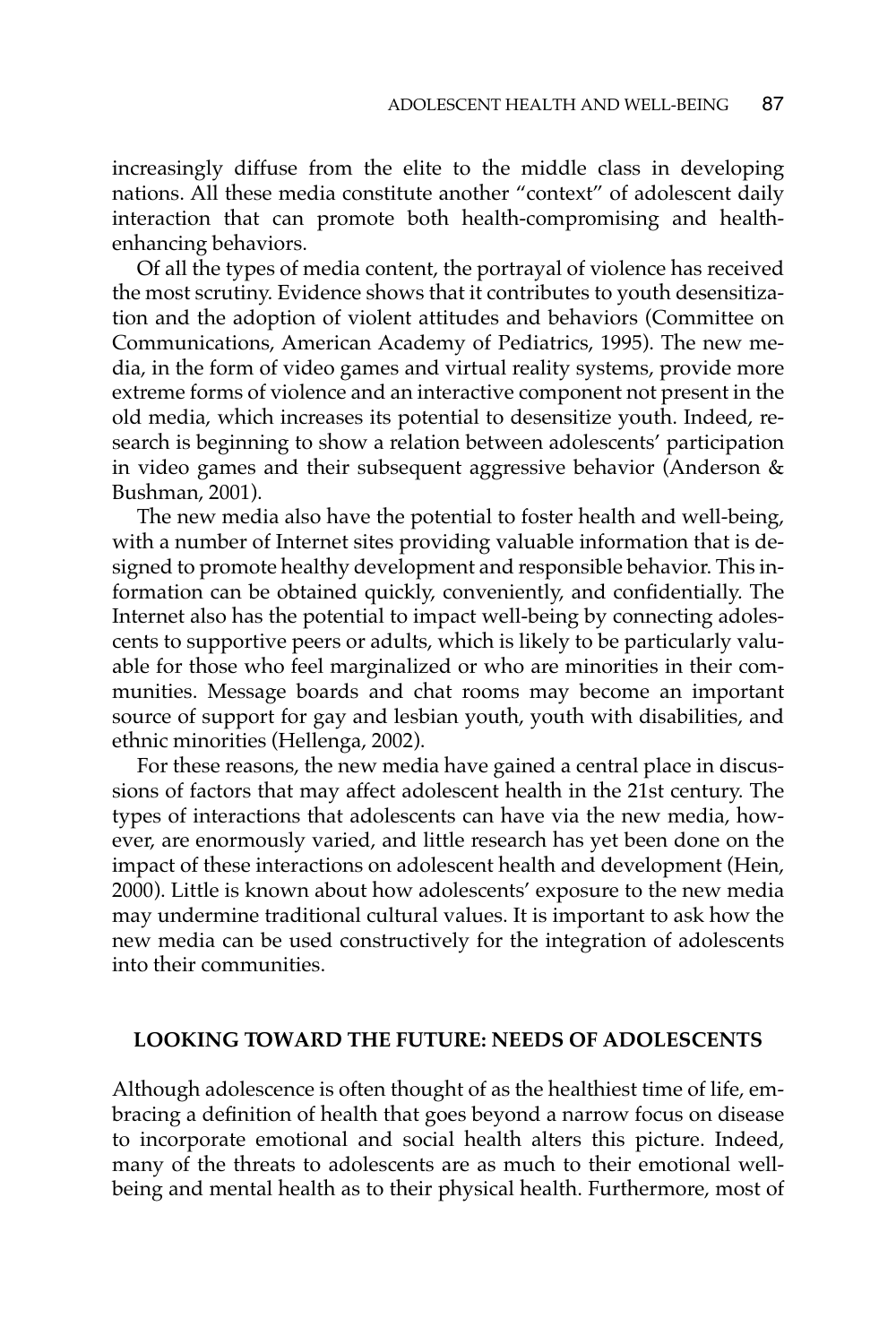increasingly diffuse from the elite to the middle class in developing nations. All these media constitute another "context" of adolescent daily interaction that can promote both health-compromising and health-enhancing behaviors.

Of all the types of media content, the portrayal of violence has received the most scrutiny. Evidence shows that it contributes to youth desensitization and the adoption of violent attitudes and behaviors (Committee on Communications, American Academy of Pediatrics, 1995). The new media, in the form of video games and virtual reality systems, provide more extreme forms of violence and an interactive component not present in the old media, which increases its potential to desensitize youth. Indeed, research is beginning to show a relation between adolescents' participation in video games and their subsequent aggressive behavior (Anderson & Bushman, 2001).

The new media also have the potential to foster health and well-being, with a number of Internet sites providing valuable information that is designed to promote healthy development and responsible behavior. This information can be obtained quickly, conveniently, and confidentially. The Internet also has the potential to impact well-being by connecting adolescents to supportive peers or adults, which is likely to be particularly valuable for those who feel marginalized or who are minorities in their communities. Message boards and chat rooms may become an important source of support for gay and lesbian youth, youth with disabilities, and ethnic minorities (Hellenga, 2002).

For these reasons, the new media have gained a central place in discussions of factors that may affect adolescent health in the 21st century. The types of interactions that adolescents can have via the new media, however, are enormously varied, and little research has yet been done on the impact of these interactions on adolescent health and development (Hein, 2000). Little is known about how adolescents' exposure to the new media may undermine traditional cultural values. It is important to ask how the new media can be used constructively for the integration of adolescents into their communities.

## LOOKING TOWARD THE FUTURE: NEEDS OF ADOLESCENTS

Although adolescence is often thought of as the healthiest time of life, embracing a definition of health that goes beyond a narrow focus on disease to incorporate emotional and social health alters this picture. Indeed, many of the threats to adolescents are as much to their emotional well-being and mental health as to their physical health. Furthermore, most of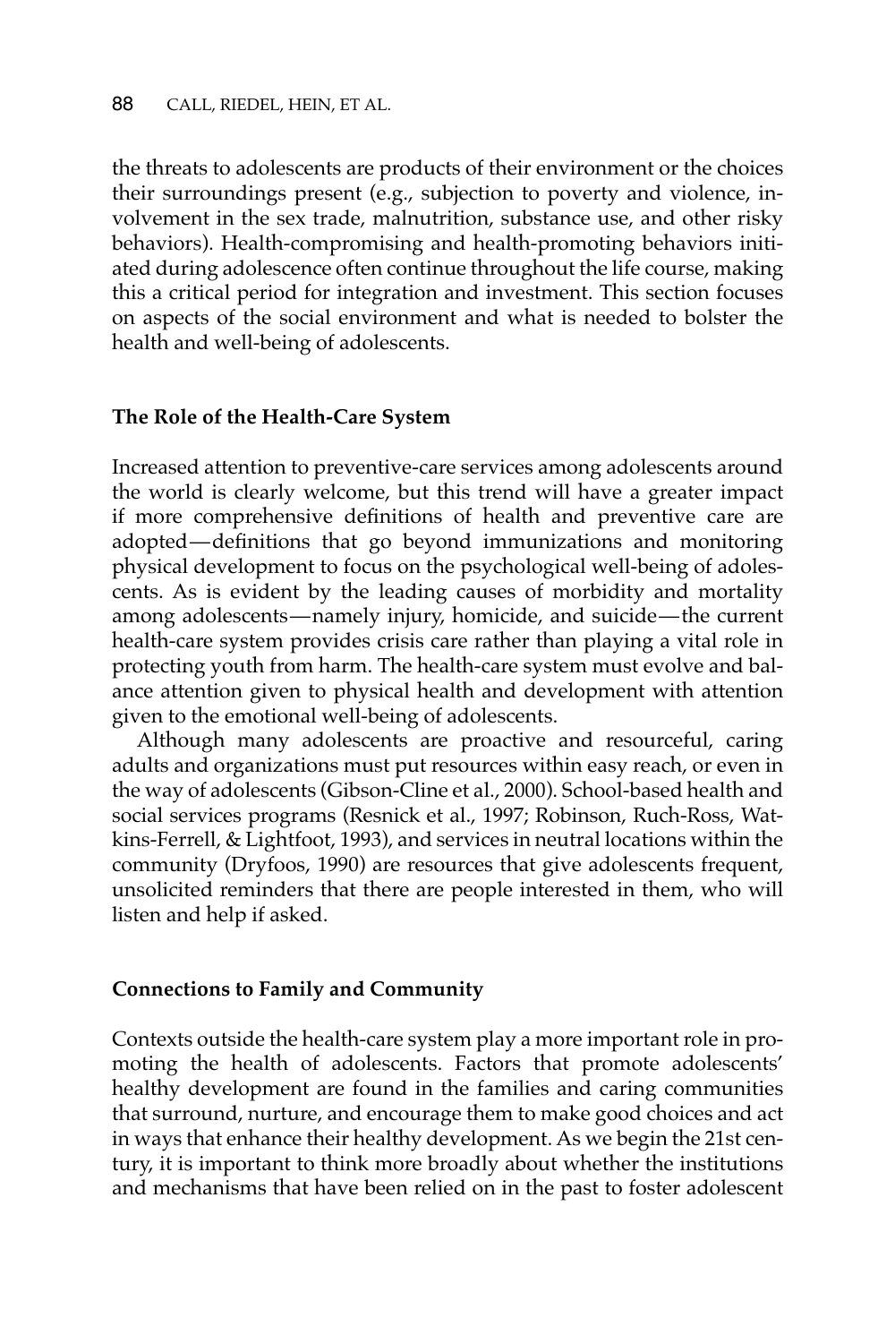the threats to adolescents are products of their environment or the choices their surroundings present (e.g., subjection to poverty and violence, involvement in the sex trade, malnutrition, substance use, and other risky behaviors). Health-compromising and health-promoting behaviors initiated during adolescence often continue throughout the life course, making this a critical period for integration and investment. This section focuses on aspects of the social environment and what is needed to bolster the health and well-being of adolescents.

### The Role of the Health-Care System

Increased attention to preventive-care services among adolescents around the world is clearly welcome, but this trend will have a greater impact if more comprehensive definitions of health and preventive care are adopted—definitions that go beyond immunizations and monitoring physical development to focus on the psychological well-being of adolescents. As is evident by the leading causes of morbidity and mortality among adolescents—namely injury, homicide, and suicide—the current health-care system provides crisis care rather than playing a vital role in protecting youth from harm. The health-care system must evolve and balance attention given to physical health and development with attention given to the emotional well-being of adolescents.

Although many adolescents are proactive and resourceful, caring adults and organizations must put resources within easy reach, or even in the way of adolescents (Gibson-Cline et al., 2000). School-based health and social services programs (Resnick et al., 1997; Robinson, Ruch-Ross, Watkins-Ferrell, & Lightfoot, 1993), and services in neutral locations within the community (Dryfoos, 1990) are resources that give adolescents frequent, unsolicited reminders that there are people interested in them, who will listen and help if asked.

### Connections to Family and Community

Contexts outside the health-care system play a more important role in promoting the health of adolescents. Factors that promote adolescents' healthy development are found in the families and caring communities that surround, nurture, and encourage them to make good choices and act in ways that enhance their healthy development. As we begin the 21st century, it is important to think more broadly about whether the institutions and mechanisms that have been relied on in the past to foster adolescent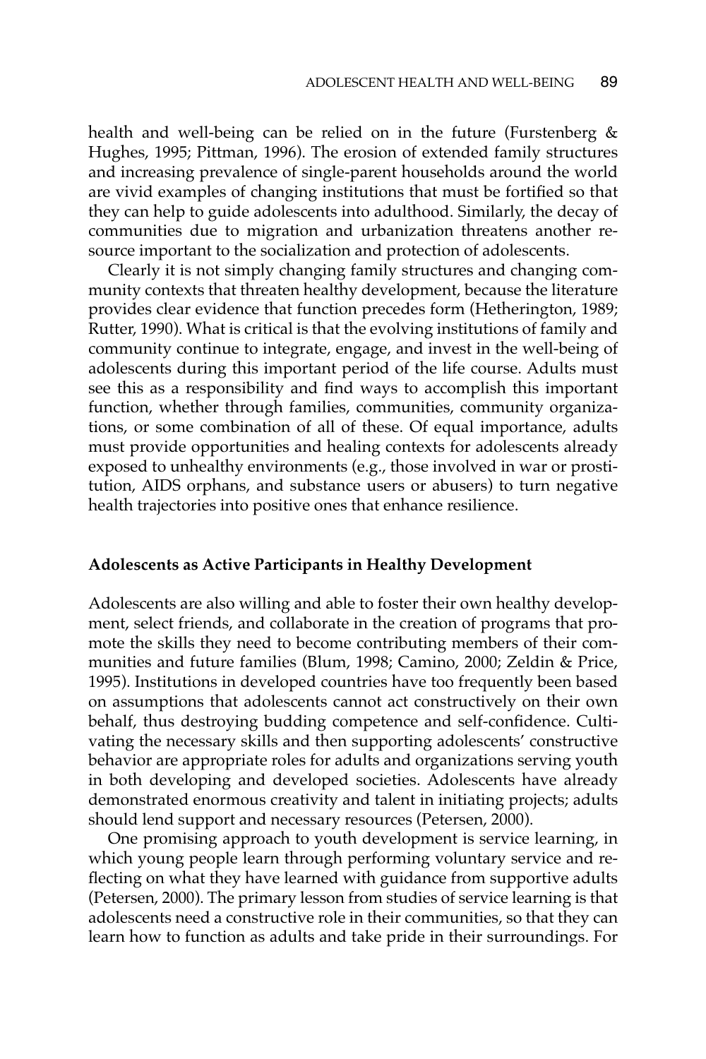health and well-being can be relied on in the future (Furstenberg & Hughes, 1995; Pittman, 1996). The erosion of extended family structures and increasing prevalence of single-parent households around the world are vivid examples of changing institutions that must be fortified so that they can help to guide adolescents into adulthood. Similarly, the decay of communities due to migration and urbanization threatens another resource important to the socialization and protection of adolescents.

Clearly it is not simply changing family structures and changing community contexts that threaten healthy development, because the literature provides clear evidence that function precedes form (Hetherington, 1989; Rutter, 1990). What is critical is that the evolving institutions of family and community continue to integrate, engage, and invest in the well-being of adolescents during this important period of the life course. Adults must see this as a responsibility and find ways to accomplish this important function, whether through families, communities, community organizations, or some combination of all of these. Of equal importance, adults must provide opportunities and healing contexts for adolescents already exposed to unhealthy environments (e.g., those involved in war or prostitution, AIDS orphans, and substance users or abusers) to turn negative health trajectories into positive ones that enhance resilience.

### Adolescents as Active Participants in Healthy Development

Adolescents are also willing and able to foster their own healthy development, select friends, and collaborate in the creation of programs that promote the skills they need to become contributing members of their communities and future families (Blum, 1998; Camino, 2000; Zeldin & Price, 1995). Institutions in developed countries have too frequently been based on assumptions that adolescents cannot act constructively on their own behalf, thus destroying budding competence and self-confidence. Cultivating the necessary skills and then supporting adolescents' constructive behavior are appropriate roles for adults and organizations serving youth in both developing and developed societies. Adolescents have already demonstrated enormous creativity and talent in initiating projects; adults should lend support and necessary resources (Petersen, 2000).

One promising approach to youth development is service learning, in which young people learn through performing voluntary service and reflecting on what they have learned with guidance from supportive adults (Petersen, 2000). The primary lesson from studies of service learning is that adolescents need a constructive role in their communities, so that they can learn how to function as adults and take pride in their surroundings. For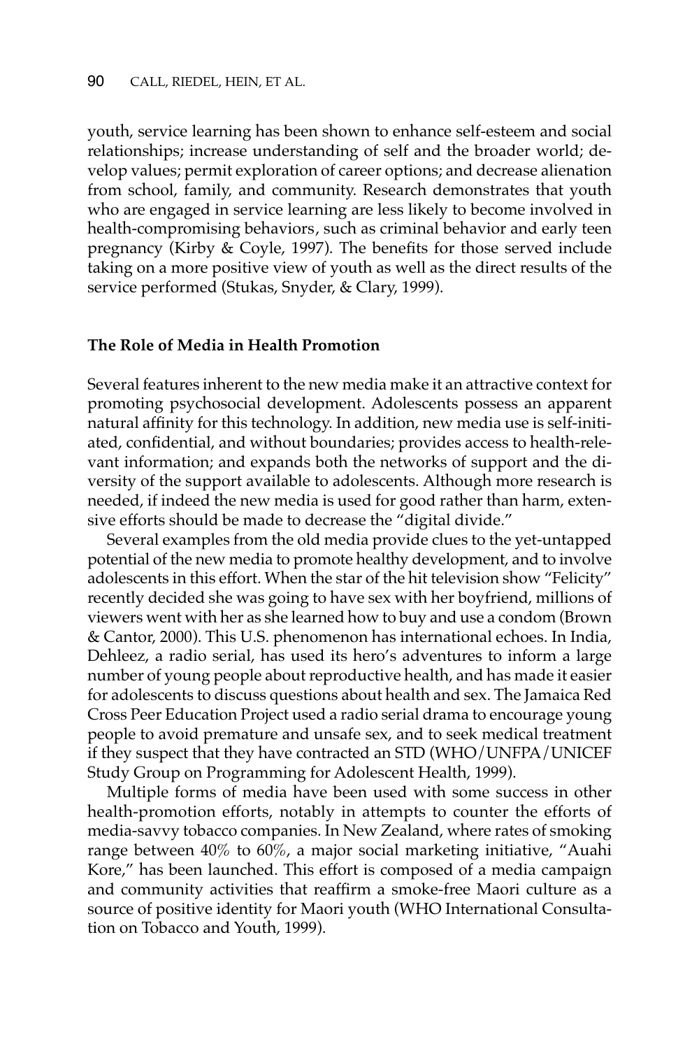youth, service learning has been shown to enhance self-esteem and social relationships; increase understanding of self and the broader world; develop values; permit exploration of career options; and decrease alienation from school, family, and community. Research demonstrates that youth who are engaged in service learning are less likely to become involved in health-compromising behaviors, such as criminal behavior and early teen pregnancy (Kirby & Coyle, 1997). The benefits for those served include taking on a more positive view of youth as well as the direct results of the service performed (Stukas, Snyder, & Clary, 1999).

### The Role of Media in Health Promotion

Several features inherent to the new media make it an attractive context for promoting psychosocial development. Adolescents possess an apparent natural affinity for this technology. In addition, new media use is self-initiated, confidential, and without boundaries; provides access to health-relevant information; and expands both the networks of support and the diversity of the support available to adolescents. Although more research is needed, if indeed the new media is used for good rather than harm, extensive efforts should be made to decrease the "digital divide."

Several examples from the old media provide clues to the yet-untapped potential of the new media to promote healthy development, and to involve adolescents in this effort. When the star of the hit television show "Felicity" recently decided she was going to have sex with her boyfriend, millions of viewers went with her as she learned how to buy and use a condom (Brown & Cantor, 2000). This U.S. phenomenon has international echoes. In India, Dehleez, a radio serial, has used its hero's adventures to inform a large number of young people about reproductive health, and has made it easier for adolescents to discuss questions about health and sex. The Jamaica Red Cross Peer Education Project used a radio serial drama to encourage young people to avoid premature and unsafe sex, and to seek medical treatment if they suspect that they have contracted an STD (WHO/UNFPA/UNICEF Study Group on Programming for Adolescent Health, 1999).

Multiple forms of media have been used with some success in other health-promotion efforts, notably in attempts to counter the efforts of media-savvy tobacco companies. In New Zealand, where rates of smoking range between 40% to 60%, a major social marketing initiative, "Auahi Kore," has been launched. This effort is composed of a media campaign and community activities that reaffirm a smoke-free Maori culture as a source of positive identity for Maori youth (WHO International Consultation on Tobacco and Youth, 1999).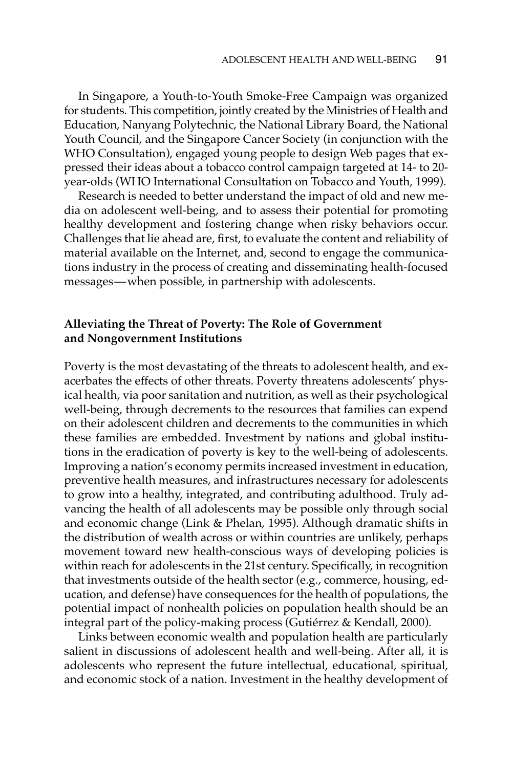In Singapore, a Youth-to-Youth Smoke-Free Campaign was organized for students. This competition, jointly created by the Ministries of Health and Education, Nanyang Polytechnic, the National Library Board, the National Youth Council, and the Singapore Cancer Society (in conjunction with the WHO Consultation), engaged young people to design Web pages that expressed their ideas about a tobacco control campaign targeted at 14- to 20-year-olds (WHO International Consultation on Tobacco and Youth, 1999).

Research is needed to better understand the impact of old and new media on adolescent well-being, and to assess their potential for promoting healthy development and fostering change when risky behaviors occur. Challenges that lie ahead are, first, to evaluate the content and reliability of material available on the Internet, and, second to engage the communications industry in the process of creating and disseminating health-focused messages—when possible, in partnership with adolescents.

### Alleviating the Threat of Poverty: The Role of Government and Nongovernment Institutions

Poverty is the most devastating of the threats to adolescent health, and exacerbates the effects of other threats. Poverty threatens adolescents' physical health, via poor sanitation and nutrition, as well as their psychological well-being, through decrements to the resources that families can expend on their adolescent children and decrements to the communities in which these families are embedded. Investment by nations and global institutions in the eradication of poverty is key to the well-being of adolescents. Improving a nation's economy permits increased investment in education, preventive health measures, and infrastructures necessary for adolescents to grow into a healthy, integrated, and contributing adulthood. Truly advancing the health of all adolescents may be possible only through social and economic change (Link & Phelan, 1995). Although dramatic shifts in the distribution of wealth across or within countries are unlikely, perhaps movement toward new health-conscious ways of developing policies is within reach for adolescents in the 21st century. Specifically, in recognition that investments outside of the health sector (e.g., commerce, housing, education, and defense) have consequences for the health of populations, the potential impact of nonhealth policies on population health should be an integral part of the policy-making process (Gutiérrez & Kendall, 2000).

Links between economic wealth and population health are particularly salient in discussions of adolescent health and well-being. After all, it is adolescents who represent the future intellectual, educational, spiritual, and economic stock of a nation. Investment in the healthy development of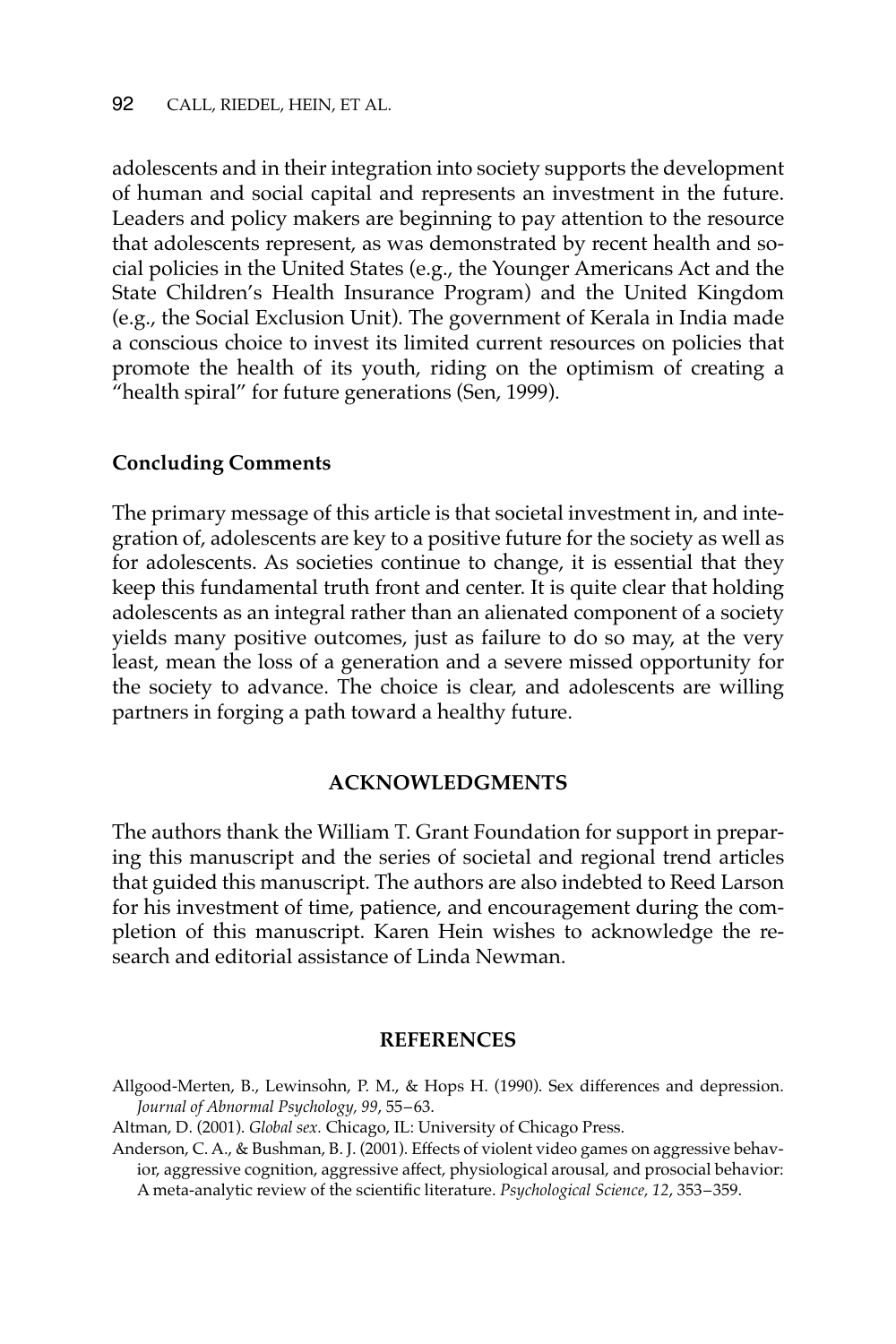adolescents and in their integration into society supports the development of human and social capital and represents an investment in the future. Leaders and policy makers are beginning to pay attention to the resource that adolescents represent, as was demonstrated by recent health and social policies in the United States (e.g., the Younger Americans Act and the State Children's Health Insurance Program) and the United Kingdom (e.g., the Social Exclusion Unit). The government of Kerala in India made a conscious choice to invest its limited current resources on policies that promote the health of its youth, riding on the optimism of creating a "health spiral" for future generations (Sen, 1999).

### Concluding Comments

The primary message of this article is that societal investment in, and integration of, adolescents are key to a positive future for the society as well as for adolescents. As societies continue to change, it is essential that they keep this fundamental truth front and center. It is quite clear that holding adolescents as an integral rather than an alienated component of a society yields many positive outcomes, just as failure to do so may, at the very least, mean the loss of a generation and a severe missed opportunity for the society to advance. The choice is clear, and adolescents are willing partners in forging a path toward a healthy future.

## ACKNOWLEDGMENTS

The authors thank the William T. Grant Foundation for support in preparing this manuscript and the series of societal and regional trend articles that guided this manuscript. The authors are also indebted to Reed Larson for his investment of time, patience, and encouragement during the completion of this manuscript. Karen Hein wishes to acknowledge the research and editorial assistance of Linda Newman.

## REFERENCES

Allgood-Merten, B., Lewinsohn, P. M., & Hops H. (1990). Sex differences and depression. *Journal of Abnormal Psychology, 99*, 55–63.

Altman, D. (2001). *Global sex.* Chicago, IL: University of Chicago Press.

Anderson, C. A., & Bushman, B. J. (2001). Effects of violent video games on aggressive behavior, aggressive cognition, aggressive affect, physiological arousal, and prosocial behavior: A meta-analytic review of the scientific literature. *Psychological Science, 12*, 353–359.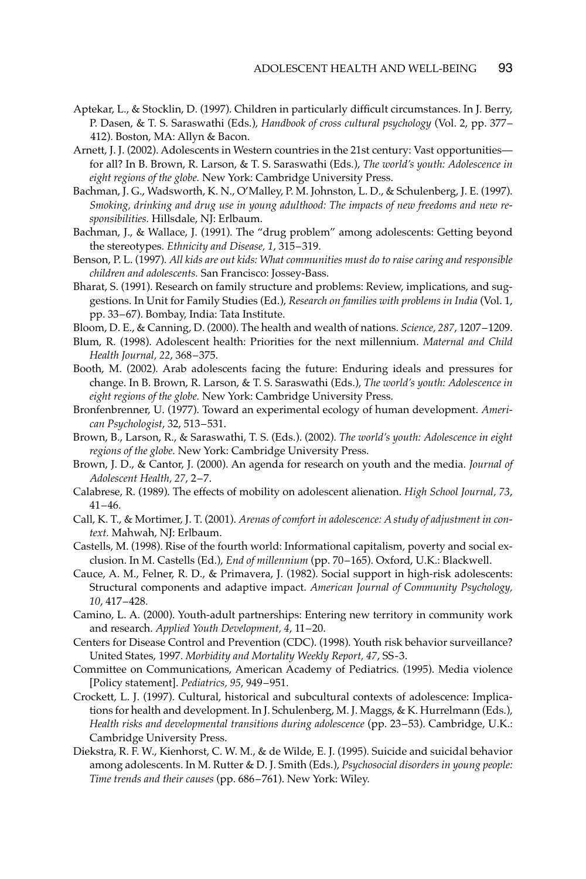Aptekar, L., & Stocklin, D. (1997). Children in particularly difficult circumstances. In J. Berry, P. Dasen, & T. S. Saraswathi (Eds.), *Handbook of cross cultural psychology* (Vol. 2, pp. 377–412). Boston, MA: Allyn & Bacon.

Arnett, J. J. (2002). Adolescents in Western countries in the 21st century: Vast opportunities—for all? In B. Brown, R. Larson, & T. S. Saraswathi (Eds.), *The world's youth: Adolescence in eight regions of the globe.* New York: Cambridge University Press.

Bachman, J. G., Wadsworth, K. N., O'Malley, P. M. Johnston, L. D., & Schulenberg, J. E. (1997). *Smoking, drinking and drug use in young adulthood: The impacts of new freedoms and new responsibilities.* Hillsdale, NJ: Erlbaum.

Bachman, J., & Wallace, J. (1991). The "drug problem" among adolescents: Getting beyond the stereotypes. *Ethnicity and Disease, 1*, 315–319.

Benson, P. L. (1997). *All kids are out kids: What communities must do to raise caring and responsible children and adolescents.* San Francisco: Jossey-Bass.

Bharat, S. (1991). Research on family structure and problems: Review, implications, and suggestions. In Unit for Family Studies (Ed.), *Research on families with problems in India* (Vol. 1, pp. 33–67). Bombay, India: Tata Institute.

Bloom, D. E., & Canning, D. (2000). The health and wealth of nations. *Science, 287*, 1207–1209.

Blum, R. (1998). Adolescent health: Priorities for the next millennium. *Maternal and Child Health Journal, 22*, 368–375.

Booth, M. (2002). Arab adolescents facing the future: Enduring ideals and pressures for change. In B. Brown, R. Larson, & T. S. Saraswathi (Eds.), *The world's youth: Adolescence in eight regions of the globe.* New York: Cambridge University Press.

Bronfenbrenner, U. (1977). Toward an experimental ecology of human development. *American Psychologist*, 32, 513–531.

Brown, B., Larson, R., & Saraswathi, T. S. (Eds.). (2002). *The world's youth: Adolescence in eight regions of the globe.* New York: Cambridge University Press.

Brown, J. D., & Cantor, J. (2000). An agenda for research on youth and the media. *Journal of Adolescent Health, 27*, 2–7.

Calabrese, R. (1989). The effects of mobility on adolescent alienation. *High School Journal, 73*, 41–46.

Call, K. T., & Mortimer, J. T. (2001). *Arenas of comfort in adolescence: A study of adjustment in context.* Mahwah, NJ: Erlbaum.

Castells, M. (1998). Rise of the fourth world: Informational capitalism, poverty and social exclusion. In M. Castells (Ed.), *End of millennium* (pp. 70–165). Oxford, U.K.: Blackwell.

Cauce, A. M., Felner, R. D., & Primavera, J. (1982). Social support in high-risk adolescents: Structural components and adaptive impact. *American Journal of Community Psychology, 10*, 417–428.

Camino, L. A. (2000). Youth-adult partnerships: Entering new territory in community work and research. *Applied Youth Development, 4*, 11–20.

Centers for Disease Control and Prevention (CDC). (1998). Youth risk behavior surveillance? United States, 1997. *Morbidity and Mortality Weekly Report, 47*, SS-3.

Committee on Communications, American Academy of Pediatrics. (1995). Media violence [Policy statement]. *Pediatrics, 95*, 949–951.

Crockett, L. J. (1997). Cultural, historical and subcultural contexts of adolescence: Implications for health and development. In J. Schulenberg, M. J. Maggs, & K. Hurrelmann (Eds.), *Health risks and developmental transitions during adolescence* (pp. 23–53). Cambridge, U.K.: Cambridge University Press.

Diekstra, R. F. W., Kienhorst, C. W. M., & de Wilde, E. J. (1995). Suicide and suicidal behavior among adolescents. In M. Rutter & D. J. Smith (Eds.), *Psychosocial disorders in young people: Time trends and their causes* (pp. 686–761). New York: Wiley.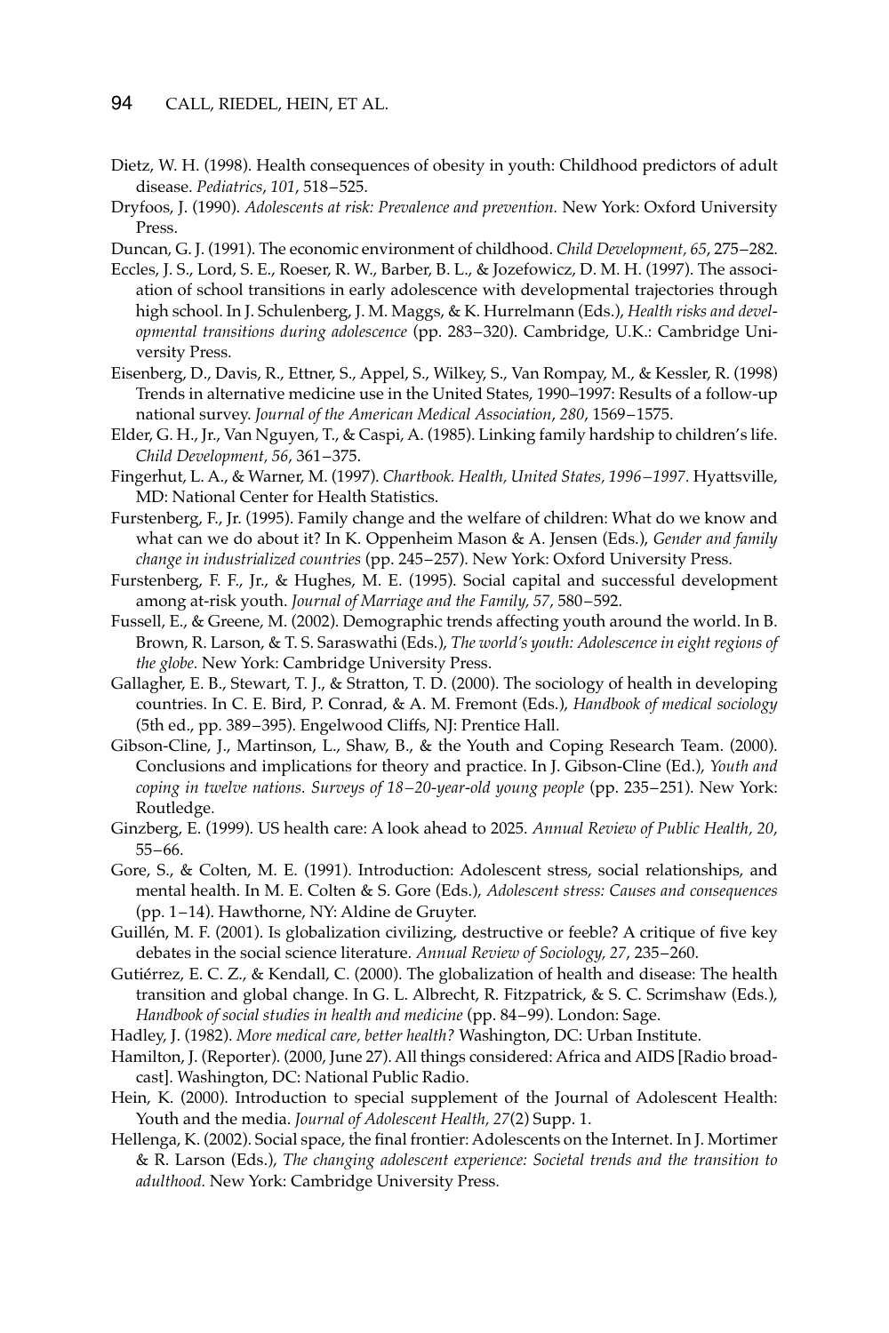Dietz, W. H. (1998). Health consequences of obesity in youth: Childhood predictors of adult disease. *Pediatrics*, *101*, 518–525.

Dryfoos, J. (1990). *Adolescents at risk: Prevalence and prevention.* New York: Oxford University Press.

Duncan, G. J. (1991). The economic environment of childhood. *Child Development, 65*, 275–282.

Eccles, J. S., Lord, S. E., Roeser, R. W., Barber, B. L., & Jozefowicz, D. M. H. (1997). The association of school transitions in early adolescence with developmental trajectories through high school. In J. Schulenberg, J. M. Maggs, & K. Hurrelmann (Eds.), *Health risks and developmental transitions during adolescence* (pp. 283–320). Cambridge, U.K.: Cambridge University Press.

Eisenberg, D., Davis, R., Ettner, S., Appel, S., Wilkey, S., Van Rompay, M., & Kessler, R. (1998) Trends in alternative medicine use in the United States, 1990–1997: Results of a follow-up national survey. *Journal of the American Medical Association*, *280*, 1569–1575.

Elder, G. H., Jr., Van Nguyen, T., & Caspi, A. (1985). Linking family hardship to children's life. *Child Development, 56*, 361–375.

Fingerhut, L. A., & Warner, M. (1997). *Chartbook. Health, United States, 1996–1997*. Hyattsville, MD: National Center for Health Statistics.

Furstenberg, F., Jr. (1995). Family change and the welfare of children: What do we know and what can we do about it? In K. Oppenheim Mason & A. Jensen (Eds.), *Gender and family change in industrialized countries* (pp. 245–257). New York: Oxford University Press.

Furstenberg, F. F., Jr., & Hughes, M. E. (1995). Social capital and successful development among at-risk youth. *Journal of Marriage and the Family, 57*, 580–592.

Fussell, E., & Greene, M. (2002). Demographic trends affecting youth around the world. In B. Brown, R. Larson, & T. S. Saraswathi (Eds.), *The world's youth: Adolescence in eight regions of the globe.* New York: Cambridge University Press.

Gallagher, E. B., Stewart, T. J., & Stratton, T. D. (2000). The sociology of health in developing countries. In C. E. Bird, P. Conrad, & A. M. Fremont (Eds.), *Handbook of medical sociology* (5th ed., pp. 389–395). Engelwood Cliffs, NJ: Prentice Hall.

Gibson-Cline, J., Martinson, L., Shaw, B., & the Youth and Coping Research Team. (2000). Conclusions and implications for theory and practice. In J. Gibson-Cline (Ed.), *Youth and coping in twelve nations. Surveys of 18–20-year-old young people* (pp. 235–251). New York: Routledge.

Ginzberg, E. (1999). US health care: A look ahead to 2025. *Annual Review of Public Health, 20*, 55–66.

Gore, S., & Colten, M. E. (1991). Introduction: Adolescent stress, social relationships, and mental health. In M. E. Colten & S. Gore (Eds.), *Adolescent stress: Causes and consequences* (pp. 1–14). Hawthorne, NY: Aldine de Gruyter.

Guillén, M. F. (2001). Is globalization civilizing, destructive or feeble? A critique of five key debates in the social science literature. *Annual Review of Sociology, 27*, 235–260.

Gutiérrez, E. C. Z., & Kendall, C. (2000). The globalization of health and disease: The health transition and global change. In G. L. Albrecht, R. Fitzpatrick, & S. C. Scrimshaw (Eds.), *Handbook of social studies in health and medicine* (pp. 84–99). London: Sage.

Hadley, J. (1982). *More medical care, better health?* Washington, DC: Urban Institute.

Hamilton, J. (Reporter). (2000, June 27). All things considered: Africa and AIDS [Radio broadcast]. Washington, DC: National Public Radio.

Hein, K. (2000). Introduction to special supplement of the Journal of Adolescent Health: Youth and the media. *Journal of Adolescent Health, 27*(2) Supp. 1.

Hellenga, K. (2002). Social space, the final frontier: Adolescents on the Internet. In J. Mortimer & R. Larson (Eds.), *The changing adolescent experience: Societal trends and the transition to adulthood.* New York: Cambridge University Press.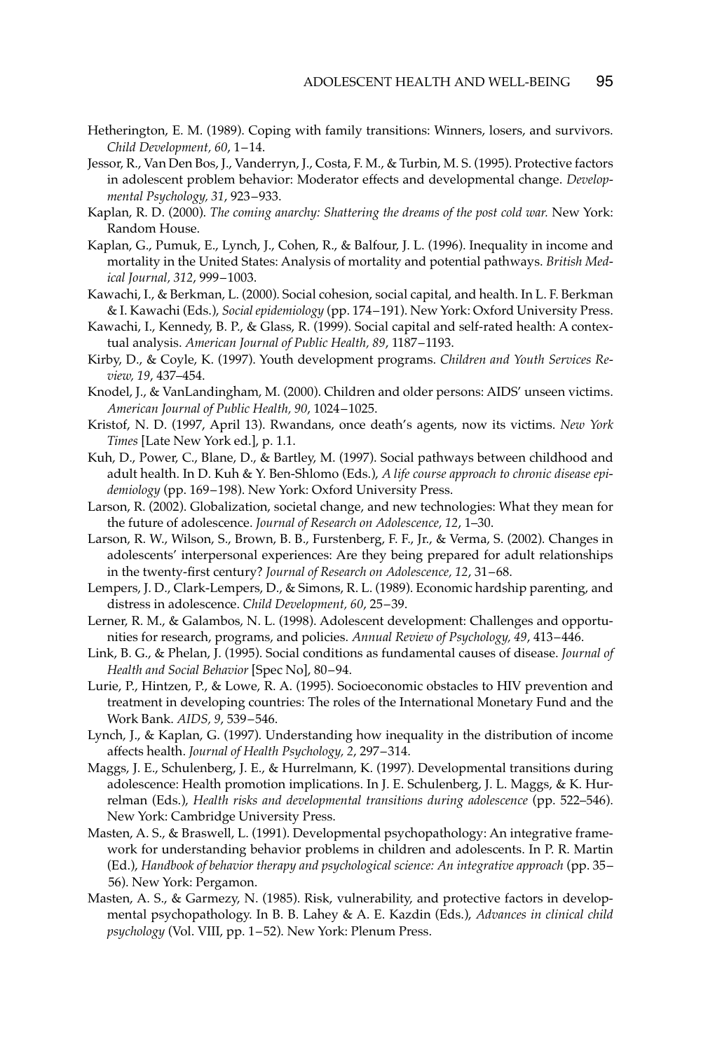Hetherington, E. M. (1989). Coping with family transitions: Winners, losers, and survivors. *Child Development, 60*, 1–14.

Jessor, R., Van Den Bos, J., Vanderryn, J., Costa, F. M., & Turbin, M. S. (1995). Protective factors in adolescent problem behavior: Moderator effects and developmental change. *Developmental Psychology, 31*, 923–933.

Kaplan, R. D. (2000). *The coming anarchy: Shattering the dreams of the post cold war.* New York: Random House.

Kaplan, G., Pumuk, E., Lynch, J., Cohen, R., & Balfour, J. L. (1996). Inequality in income and mortality in the United States: Analysis of mortality and potential pathways. *British Medical Journal, 312*, 999–1003.

Kawachi, I., & Berkman, L. (2000). Social cohesion, social capital, and health. In L. F. Berkman & I. Kawachi (Eds.), *Social epidemiology* (pp. 174–191). New York: Oxford University Press.

Kawachi, I., Kennedy, B. P., & Glass, R. (1999). Social capital and self-rated health: A contextual analysis. *American Journal of Public Health, 89*, 1187–1193.

Kirby, D., & Coyle, K. (1997). Youth development programs. *Children and Youth Services Review, 19*, 437–454.

Knodel, J., & VanLandingham, M. (2000). Children and older persons: AIDS' unseen victims. *American Journal of Public Health, 90*, 1024–1025.

Kristof, N. D. (1997, April 13). Rwandans, once death's agents, now its victims. *New York Times* [Late New York ed.], p. 1.1.

Kuh, D., Power, C., Blane, D., & Bartley, M. (1997). Social pathways between childhood and adult health. In D. Kuh & Y. Ben-Shlomo (Eds.), *A life course approach to chronic disease epidemiology* (pp. 169–198). New York: Oxford University Press.

Larson, R. (2002). Globalization, societal change, and new technologies: What they mean for the future of adolescence. *Journal of Research on Adolescence, 12*, 1–30.

Larson, R. W., Wilson, S., Brown, B. B., Furstenberg, F. F., Jr., & Verma, S. (2002). Changes in adolescents' interpersonal experiences: Are they being prepared for adult relationships in the twenty-first century? *Journal of Research on Adolescence, 12*, 31–68.

Lempers, J. D., Clark-Lempers, D., & Simons, R. L. (1989). Economic hardship parenting, and distress in adolescence. *Child Development, 60*, 25–39.

Lerner, R. M., & Galambos, N. L. (1998). Adolescent development: Challenges and opportunities for research, programs, and policies. *Annual Review of Psychology, 49*, 413–446.

Link, B. G., & Phelan, J. (1995). Social conditions as fundamental causes of disease. *Journal of Health and Social Behavior* [Spec No], 80–94.

Lurie, P., Hintzen, P., & Lowe, R. A. (1995). Socioeconomic obstacles to HIV prevention and treatment in developing countries: The roles of the International Monetary Fund and the Work Bank. *AIDS, 9*, 539–546.

Lynch, J., & Kaplan, G. (1997). Understanding how inequality in the distribution of income affects health. *Journal of Health Psychology, 2*, 297–314.

Maggs, J. E., Schulenberg, J. E., & Hurrelmann, K. (1997). Developmental transitions during adolescence: Health promotion implications. In J. E. Schulenberg, J. L. Maggs, & K. Hurrelman (Eds.), *Health risks and developmental transitions during adolescence* (pp. 522–546). New York: Cambridge University Press.

Masten, A. S., & Braswell, L. (1991). Developmental psychopathology: An integrative framework for understanding behavior problems in children and adolescents. In P. R. Martin (Ed.), *Handbook of behavior therapy and psychological science: An integrative approach* (pp. 35–56). New York: Pergamon.

Masten, A. S., & Garmezy, N. (1985). Risk, vulnerability, and protective factors in developmental psychopathology. In B. B. Lahey & A. E. Kazdin (Eds.), *Advances in clinical child psychology* (Vol. VIII, pp. 1–52). New York: Plenum Press.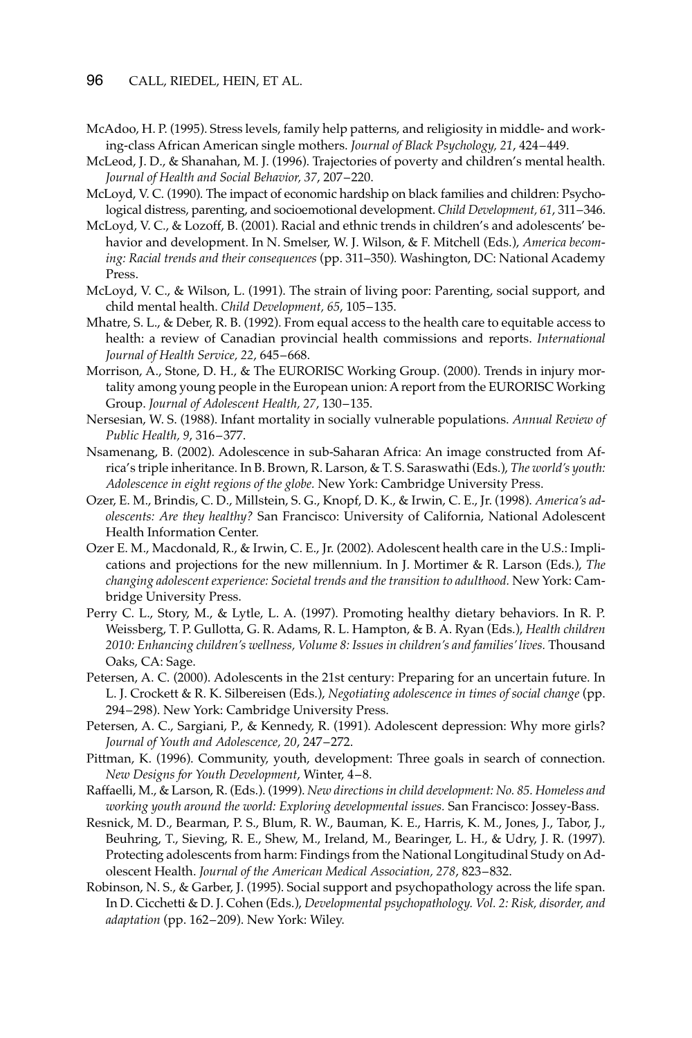McAdoo, H. P. (1995). Stress levels, family help patterns, and religiosity in middle- and working-class African American single mothers. *Journal of Black Psychology, 21*, 424–449.

McLeod, J. D., & Shanahan, M. J. (1996). Trajectories of poverty and children's mental health. *Journal of Health and Social Behavior, 37*, 207–220.

McLoyd, V. C. (1990). The impact of economic hardship on black families and children: Psychological distress, parenting, and socioemotional development. *Child Development, 61*, 311–346.

McLoyd, V. C., & Lozoff, B. (2001). Racial and ethnic trends in children's and adolescents' behavior and development. In N. Smelser, W. J. Wilson, & F. Mitchell (Eds.), *America becoming: Racial trends and their consequences* (pp. 311–350). Washington, DC: National Academy Press.

McLoyd, V. C., & Wilson, L. (1991). The strain of living poor: Parenting, social support, and child mental health. *Child Development, 65*, 105–135.

Mhatre, S. L., & Deber, R. B. (1992). From equal access to the health care to equitable access to health: a review of Canadian provincial health commissions and reports. *International Journal of Health Service, 22*, 645–668.

Morrison, A., Stone, D. H., & The EURORISC Working Group. (2000). Trends in injury mortality among young people in the European union: A report from the EURORISC Working Group. *Journal of Adolescent Health, 27*, 130–135.

Nersesian, W. S. (1988). Infant mortality in socially vulnerable populations. *Annual Review of Public Health, 9*, 316–377.

Nsamenang, B. (2002). Adolescence in sub-Saharan Africa: An image constructed from Africa's triple inheritance. In B. Brown, R. Larson, & T. S. Saraswathi (Eds.), *The world's youth: Adolescence in eight regions of the globe.* New York: Cambridge University Press.

Ozer, E. M., Brindis, C. D., Millstein, S. G., Knopf, D. K., & Irwin, C. E., Jr. (1998). *America's adolescents: Are they healthy?* San Francisco: University of California, National Adolescent Health Information Center.

Ozer E. M., Macdonald, R., & Irwin, C. E., Jr. (2002). Adolescent health care in the U.S.: Implications and projections for the new millennium. In J. Mortimer & R. Larson (Eds.), *The changing adolescent experience: Societal trends and the transition to adulthood.* New York: Cambridge University Press.

Perry C. L., Story, M., & Lytle, L. A. (1997). Promoting healthy dietary behaviors. In R. P. Weissberg, T. P. Gullotta, G. R. Adams, R. L. Hampton, & B. A. Ryan (Eds.), *Health children 2010: Enhancing children's wellness, Volume 8: Issues in children's and families' lives.* Thousand Oaks, CA: Sage.

Petersen, A. C. (2000). Adolescents in the 21st century: Preparing for an uncertain future. In L. J. Crockett & R. K. Silbereisen (Eds.), *Negotiating adolescence in times of social change* (pp. 294–298). New York: Cambridge University Press.

Petersen, A. C., Sargiani, P., & Kennedy, R. (1991). Adolescent depression: Why more girls? *Journal of Youth and Adolescence, 20*, 247–272.

Pittman, K. (1996). Community, youth, development: Three goals in search of connection. *New Designs for Youth Development*, Winter, 4–8.

Raffaelli, M., & Larson, R. (Eds.). (1999). *New directions in child development: No. 85. Homeless and working youth around the world: Exploring developmental issues.* San Francisco: Jossey-Bass.

Resnick, M. D., Bearman, P. S., Blum, R. W., Bauman, K. E., Harris, K. M., Jones, J., Tabor, J., Beuhring, T., Sieving, R. E., Shew, M., Ireland, M., Bearinger, L. H., & Udry, J. R. (1997). Protecting adolescents from harm: Findings from the National Longitudinal Study on Adolescent Health. *Journal of the American Medical Association, 278*, 823–832.

Robinson, N. S., & Garber, J. (1995). Social support and psychopathology across the life span. In D. Cicchetti & D. J. Cohen (Eds.), *Developmental psychopathology. Vol. 2: Risk, disorder, and adaptation* (pp. 162–209). New York: Wiley.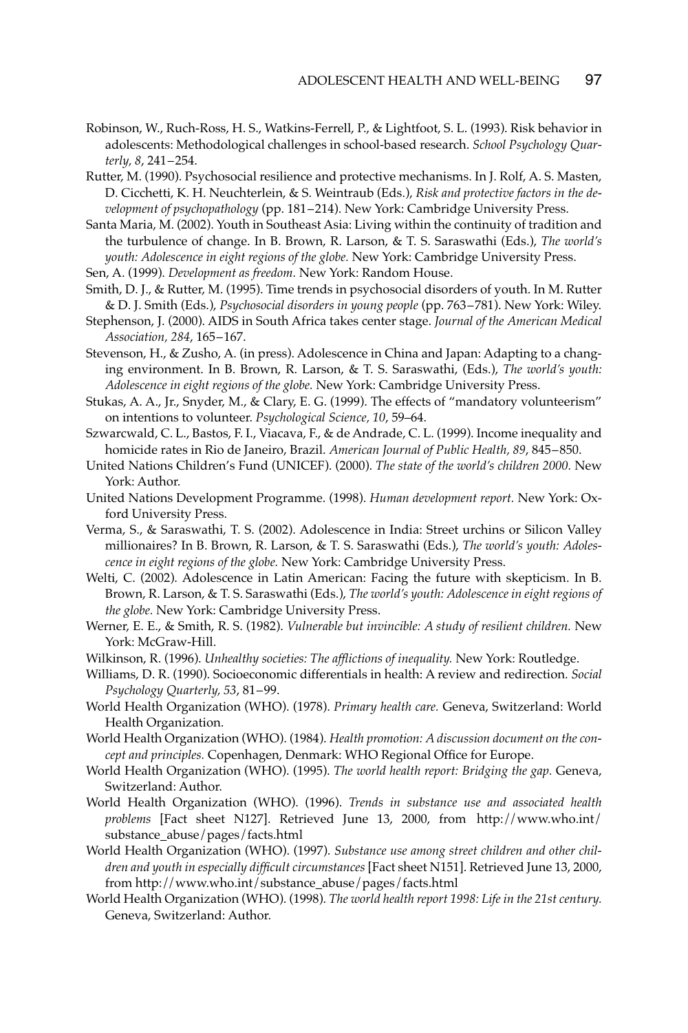Robinson, W., Ruch-Ross, H. S., Watkins-Ferrell, P., & Lightfoot, S. L. (1993). Risk behavior in adolescents: Methodological challenges in school-based research. *School Psychology Quarterly, 8*, 241–254.

Rutter, M. (1990). Psychosocial resilience and protective mechanisms. In J. Rolf, A. S. Masten, D. Cicchetti, K. H. Neuchterlein, & S. Weintraub (Eds.), *Risk and protective factors in the development of psychopathology* (pp. 181–214). New York: Cambridge University Press.

Santa Maria, M. (2002). Youth in Southeast Asia: Living within the continuity of tradition and the turbulence of change. In B. Brown, R. Larson, & T. S. Saraswathi (Eds.), *The world's youth: Adolescence in eight regions of the globe.* New York: Cambridge University Press.

Sen, A. (1999). *Development as freedom.* New York: Random House.

Smith, D. J., & Rutter, M. (1995). Time trends in psychosocial disorders of youth. In M. Rutter & D. J. Smith (Eds.), *Psychosocial disorders in young people* (pp. 763–781). New York: Wiley.

Stephenson, J. (2000). AIDS in South Africa takes center stage. *Journal of the American Medical Association, 284*, 165–167.

Stevenson, H., & Zusho, A. (in press). Adolescence in China and Japan: Adapting to a changing environment. In B. Brown, R. Larson, & T. S. Saraswathi, (Eds.), *The world's youth: Adolescence in eight regions of the globe.* New York: Cambridge University Press.

Stukas, A. A., Jr., Snyder, M., & Clary, E. G. (1999). The effects of "mandatory volunteerism" on intentions to volunteer. *Psychological Science, 10*, 59–64.

Szwarcwald, C. L., Bastos, F. I., Viacava, F., & de Andrade, C. L. (1999). Income inequality and homicide rates in Rio de Janeiro, Brazil. *American Journal of Public Health, 89*, 845–850.

United Nations Children's Fund (UNICEF). (2000). *The state of the world's children 2000.* New York: Author.

United Nations Development Programme. (1998). *Human development report.* New York: Oxford University Press.

Verma, S., & Saraswathi, T. S. (2002). Adolescence in India: Street urchins or Silicon Valley millionaires? In B. Brown, R. Larson, & T. S. Saraswathi (Eds.), *The world's youth: Adolescence in eight regions of the globe.* New York: Cambridge University Press.

Welti, C. (2002). Adolescence in Latin American: Facing the future with skepticism. In B. Brown, R. Larson, & T. S. Saraswathi (Eds.), *The world's youth: Adolescence in eight regions of the globe.* New York: Cambridge University Press.

Werner, E. E., & Smith, R. S. (1982). *Vulnerable but invincible: A study of resilient children.* New York: McGraw-Hill.

Wilkinson, R. (1996). *Unhealthy societies: The afflictions of inequality.* New York: Routledge.

Williams, D. R. (1990). Socioeconomic differentials in health: A review and redirection. *Social Psychology Quarterly, 53*, 81–99.

World Health Organization (WHO). (1978). *Primary health care.* Geneva, Switzerland: World Health Organization.

World Health Organization (WHO). (1984). *Health promotion: A discussion document on the concept and principles.* Copenhagen, Denmark: WHO Regional Office for Europe.

World Health Organization (WHO). (1995). *The world health report: Bridging the gap.* Geneva, Switzerland: Author.

World Health Organization (WHO). (1996). *Trends in substance use and associated health problems* [Fact sheet N127]. Retrieved June 13, 2000, from http://www.who.int/substance_abuse/pages/facts.html

World Health Organization (WHO). (1997). *Substance use among street children and other children and youth in especially difficult circumstances* [Fact sheet N151]. Retrieved June 13, 2000, from http://www.who.int/substance_abuse/pages/facts.html

World Health Organization (WHO). (1998). *The world health report 1998: Life in the 21st century.* Geneva, Switzerland: Author.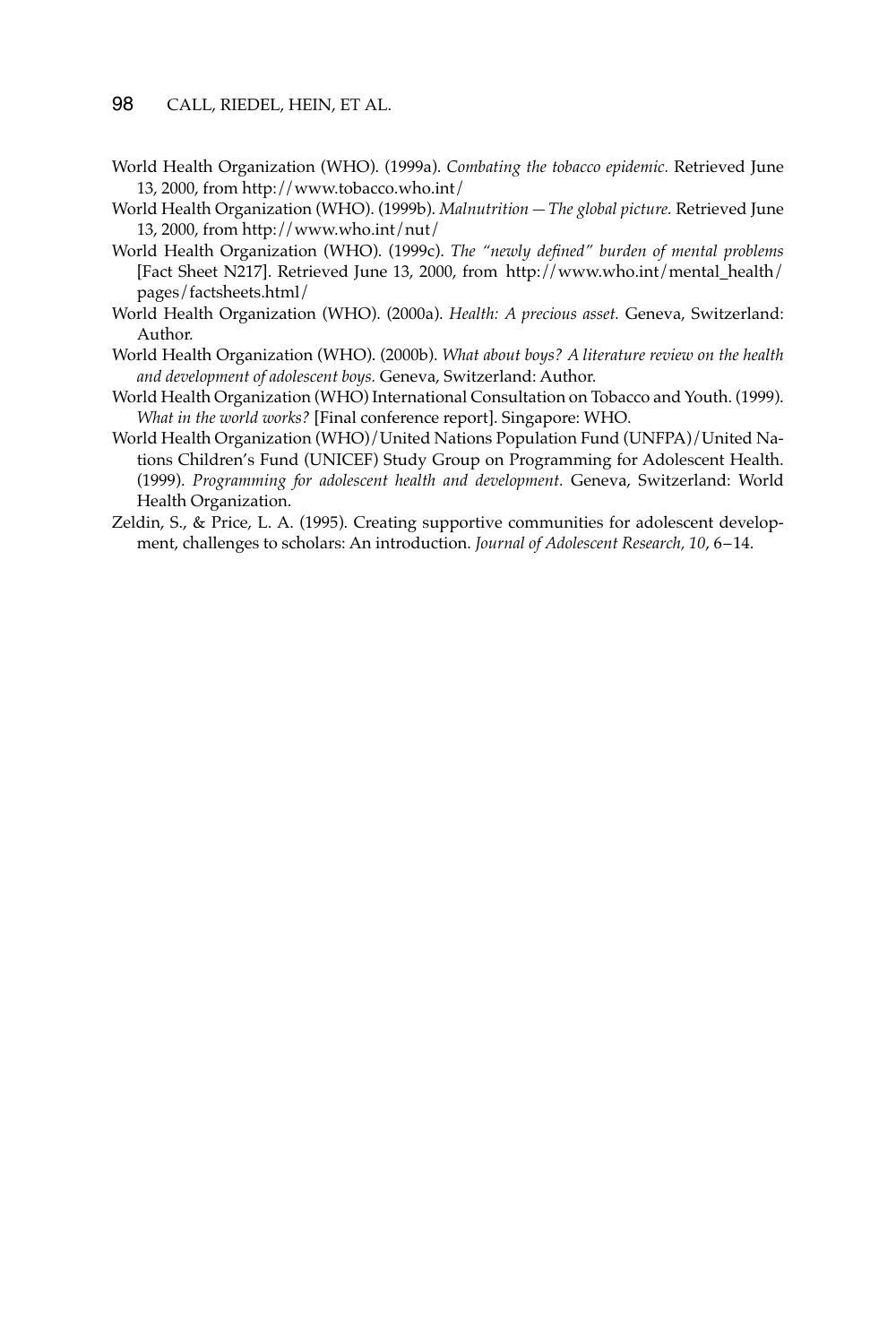World Health Organization (WHO). (1999a). *Combating the tobacco epidemic.* Retrieved June 13, 2000, from http://www.tobacco.who.int/

World Health Organization (WHO). (1999b). *Malnutrition — The global picture.* Retrieved June 13, 2000, from http://www.who.int/nut/

World Health Organization (WHO). (1999c). *The "newly defined" burden of mental problems* [Fact Sheet N217]. Retrieved June 13, 2000, from http://www.who.int/mental_health/pages/factsheets.html/

World Health Organization (WHO). (2000a). *Health: A precious asset.* Geneva, Switzerland: Author.

World Health Organization (WHO). (2000b). *What about boys? A literature review on the health and development of adolescent boys.* Geneva, Switzerland: Author.

World Health Organization (WHO) International Consultation on Tobacco and Youth. (1999). *What in the world works?* [Final conference report]. Singapore: WHO.

World Health Organization (WHO)/United Nations Population Fund (UNFPA)/United Nations Children's Fund (UNICEF) Study Group on Programming for Adolescent Health. (1999). *Programming for adolescent health and development.* Geneva, Switzerland: World Health Organization.

Zeldin, S., & Price, L. A. (1995). Creating supportive communities for adolescent development, challenges to scholars: An introduction. *Journal of Adolescent Research, 10*, 6–14.